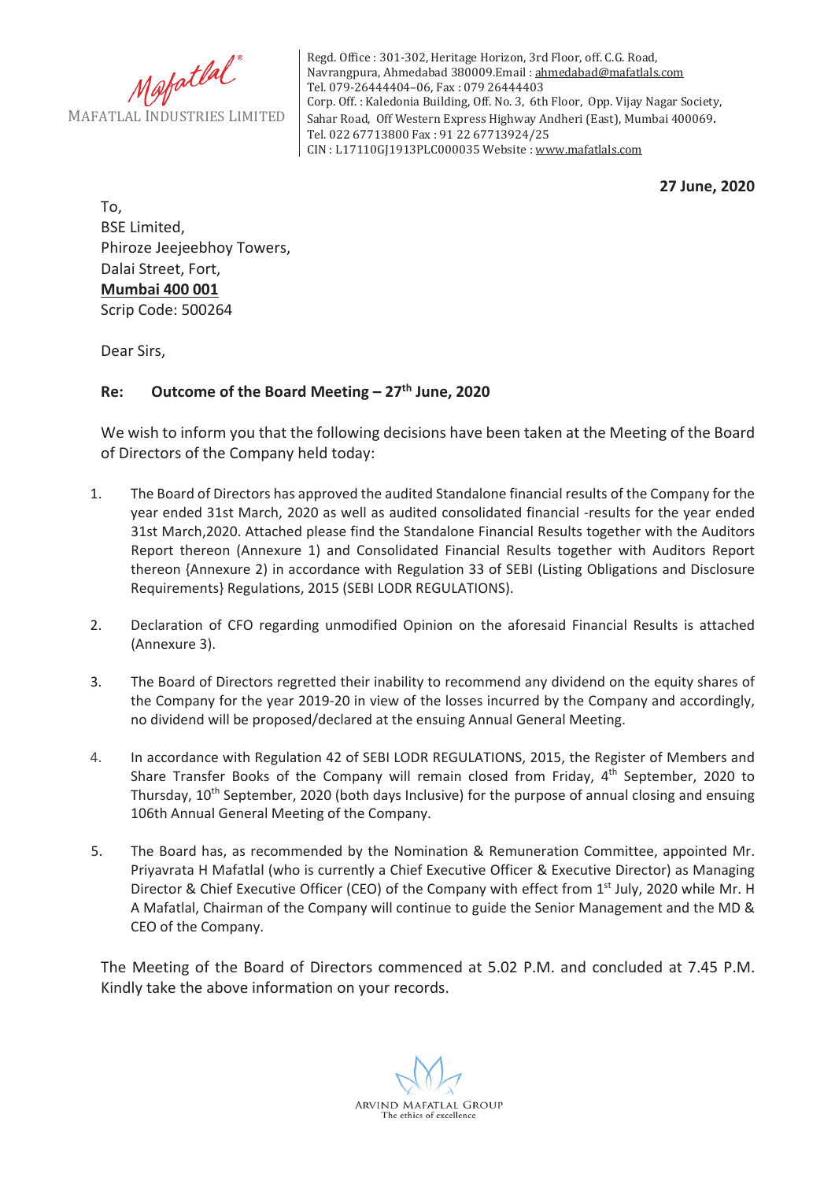Mafatlal
MAFATLAL INDUSTRIES LIMITED

Regd. Office : 301-302, Heritage Horizon, 3rd Floor, off. C.G. Road, Navrangpura, Ahmedabad 380009.Email : ahmedabad@mafatlals.com
Tel. 079-26444404–06, Fax : 079 26444403
Corp. Off. : Kaledonia Building, Off. No. 3, 6th Floor, Opp. Vijay Nagar Society, Sahar Road, Off Western Express Highway Andheri (East), Mumbai 400069.
Tel. 022 67713800 Fax : 91 22 67713924/25
CIN : L17110GJ1913PLC000035 Website : www.mafatlals.com

**27 June, 2020**

To,
BSE Limited,
Phiroze Jeejeebhoy Towers,
Dalai Street, Fort,
**Mumbai 400 001**
Scrip Code: 500264

Dear Sirs,

**Re: Outcome of the Board Meeting – 27th June, 2020**

We wish to inform you that the following decisions have been taken at the Meeting of the Board of Directors of the Company held today:

1. The Board of Directors has approved the audited Standalone financial results of the Company for the year ended 31st March, 2020 as well as audited consolidated financial -results for the year ended 31st March,2020. Attached please find the Standalone Financial Results together with the Auditors Report thereon (Annexure 1) and Consolidated Financial Results together with Auditors Report thereon {Annexure 2) in accordance with Regulation 33 of SEBI (Listing Obligations and Disclosure Requirements} Regulations, 2015 (SEBI LODR REGULATIONS).

2. Declaration of CFO regarding unmodified Opinion on the aforesaid Financial Results is attached (Annexure 3).

3. The Board of Directors regretted their inability to recommend any dividend on the equity shares of the Company for the year 2019-20 in view of the losses incurred by the Company and accordingly, no dividend will be proposed/declared at the ensuing Annual General Meeting.

4. In accordance with Regulation 42 of SEBI LODR REGULATIONS, 2015, the Register of Members and Share Transfer Books of the Company will remain closed from Friday, 4th September, 2020 to Thursday, 10th September, 2020 (both days Inclusive) for the purpose of annual closing and ensuing 106th Annual General Meeting of the Company.

5. The Board has, as recommended by the Nomination & Remuneration Committee, appointed Mr. Priyavrata H Mafatlal (who is currently a Chief Executive Officer & Executive Director) as Managing Director & Chief Executive Officer (CEO) of the Company with effect from 1st July, 2020 while Mr. H A Mafatlal, Chairman of the Company will continue to guide the Senior Management and the MD & CEO of the Company.

The Meeting of the Board of Directors commenced at 5.02 P.M. and concluded at 7.45 P.M. Kindly take the above information on your records.

ARVIND MAFATLAL GROUP
The ethics of excellence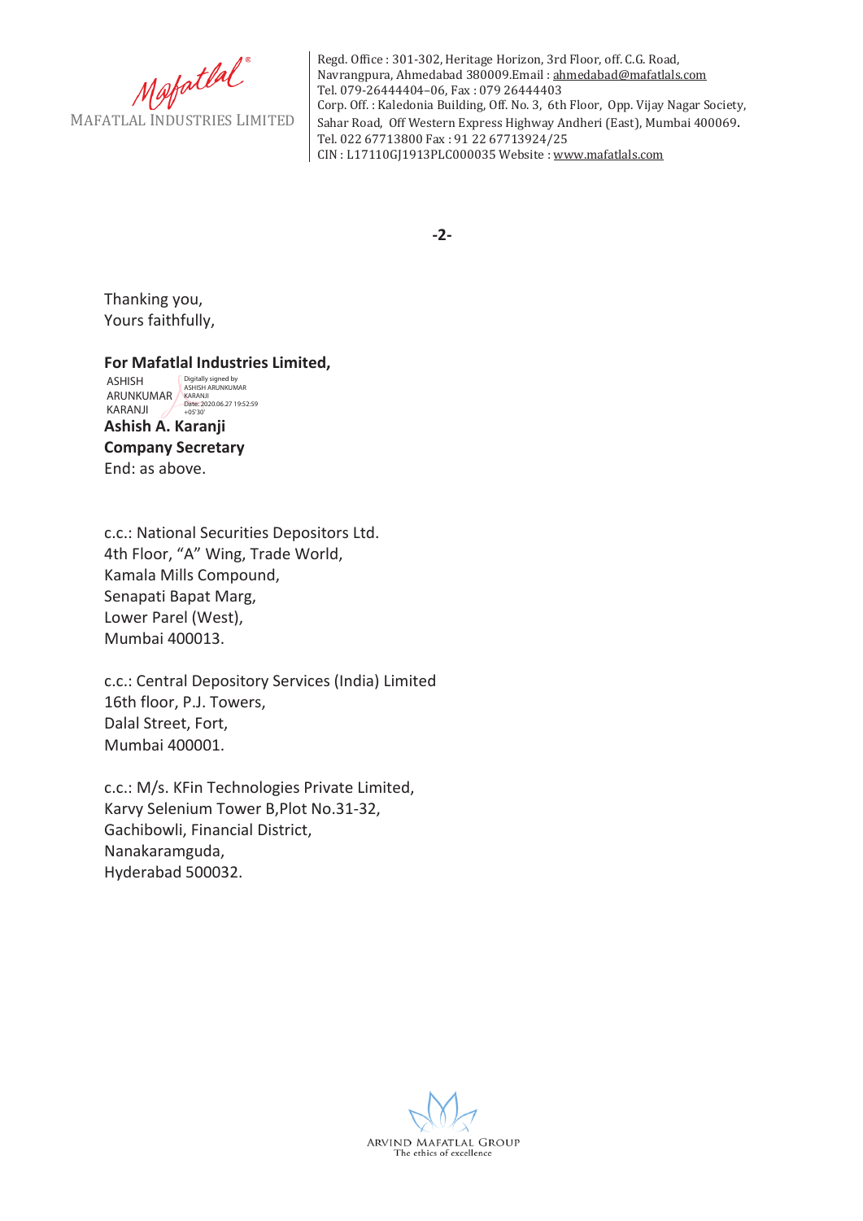Thanking you,
Yours faithfully,

**For Mafatlal Industries Limited,**

ASHISH ARUNKUMAR KARANJI

Digitally signed by ASHISH ARUNKUMAR KARANJI
Date: 2020.06.27 19:52:59 +05'30'

**Ashish A. Karanji**
**Company Secretary**
End: as above.

c.c.: National Securities Depositors Ltd.
4th Floor, "A" Wing, Trade World,
Kamala Mills Compound,
Senapati Bapat Marg,
Lower Parel (West),
Mumbai 400013.

c.c.: Central Depository Services (India) Limited
16th floor, P.J. Towers,
Dalal Street, Fort,
Mumbai 400001.

c.c.: M/s. KFin Technologies Private Limited,
Karvy Selenium Tower B,Plot No.31-32,
Gachibowli, Financial District,
Nanakaramguda,
Hyderabad 500032.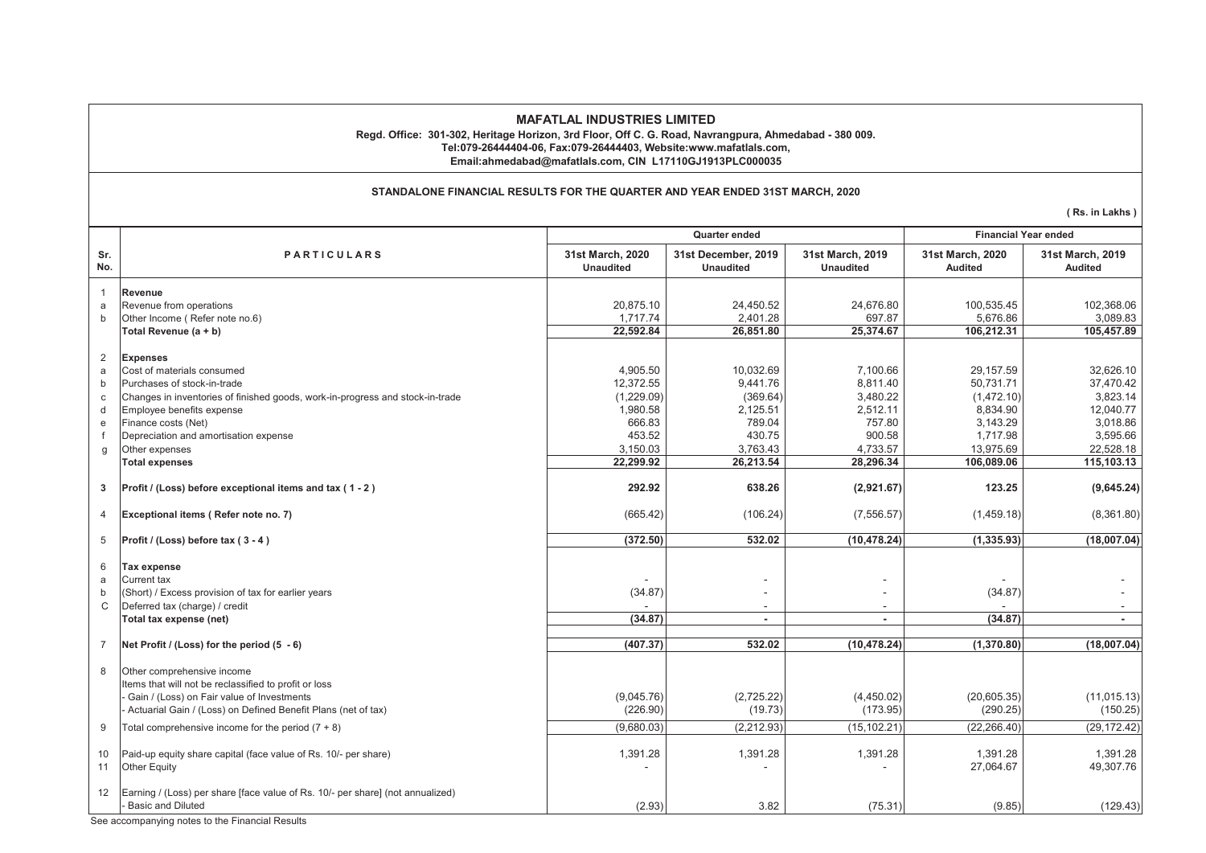# MAFATLAL INDUSTRIES LIMITED

**Regd. Office: 301-302, Heritage Horizon, 3rd Floor, Off C. G. Road, Navrangpura, Ahmedabad - 380 009.**
**Tel:079-26444404-06, Fax:079-26444403, Website:www.mafatlals.com,**
**Email:ahmedabad@mafatlals.com, CIN L17110GJ1913PLC000035**

## STANDALONE FINANCIAL RESULTS FOR THE QUARTER AND YEAR ENDED 31ST MARCH, 2020

**( Rs. in Lakhs )**

| Sr. No. | PARTICULARS | Quarter ended | | | Financial Year ended | |
|---|---|---|---|---|---|---|
| | | 31st March, 2020 Unaudited | 31st December, 2019 Unaudited | 31st March, 2019 Unaudited | 31st March, 2020 Audited | 31st March, 2019 Audited |
| 1 | **Revenue** | | | | | |
| a | Revenue from operations | 20,875.10 | 24,450.52 | 24,676.80 | 100,535.45 | 102,368.06 |
| b | Other Income ( Refer note no.6) | 1,717.74 | 2,401.28 | 697.87 | 5,676.86 | 3,089.83 |
| | **Total Revenue (a + b)** | **22,592.84** | **26,851.80** | **25,374.67** | **106,212.31** | **105,457.89** |
| 2 | **Expenses** | | | | | |
| a | Cost of materials consumed | 4,905.50 | 10,032.69 | 7,100.66 | 29,157.59 | 32,626.10 |
| b | Purchases of stock-in-trade | 12,372.55 | 9,441.76 | 8,811.40 | 50,731.71 | 37,470.42 |
| c | Changes in inventories of finished goods, work-in-progress and stock-in-trade | (1,229.09) | (369.64) | 3,480.22 | (1,472.10) | 3,823.14 |
| d | Employee benefits expense | 1,980.58 | 2,125.51 | 2,512.11 | 8,834.90 | 12,040.77 |
| e | Finance costs (Net) | 666.83 | 789.04 | 757.80 | 3,143.29 | 3,018.86 |
| f | Depreciation and amortisation expense | 453.52 | 430.75 | 900.58 | 1,717.98 | 3,595.66 |
| g | Other expenses | 3,150.03 | 3,763.43 | 4,733.57 | 13,975.69 | 22,528.18 |
| | **Total expenses** | **22,299.92** | **26,213.54** | **28,296.34** | **106,089.06** | **115,103.13** |
| 3 | **Profit / (Loss) before exceptional items and tax ( 1 - 2 )** | **292.92** | **638.26** | **(2,921.67)** | **123.25** | **(9,645.24)** |
| 4 | **Exceptional items ( Refer note no. 7)** | (665.42) | (106.24) | (7,556.57) | (1,459.18) | (8,361.80) |
| 5 | **Profit / (Loss) before tax ( 3 - 4 )** | **(372.50)** | **532.02** | **(10,478.24)** | **(1,335.93)** | **(18,007.04)** |
| 6 | **Tax expense** | | | | | |
| a | Current tax | - | - | - | - | - |
| b | (Short) / Excess provision of tax for earlier years | (34.87) | - | - | (34.87) | - |
| C | Deferred tax (charge) / credit | - | - | - | - | - |
| | **Total tax expense (net)** | **(34.87)** | **-** | **-** | **(34.87)** | **-** |
| 7 | **Net Profit / (Loss) for the period (5 - 6)** | **(407.37)** | **532.02** | **(10,478.24)** | **(1,370.80)** | **(18,007.04)** |
| 8 | Other comprehensive income | | | | | |
| | Items that will not be reclassified to profit or loss | | | | | |
| | - Gain / (Loss) on Fair value of Investments | (9,045.76) | (2,725.22) | (4,450.02) | (20,605.35) | (11,015.13) |
| | - Actuarial Gain / (Loss) on Defined Benefit Plans (net of tax) | (226.90) | (19.73) | (173.95) | (290.25) | (150.25) |
| 9 | Total comprehensive income for the period (7 + 8) | (9,680.03) | (2,212.93) | (15,102.21) | (22,266.40) | (29,172.42) |
| 10 | Paid-up equity share capital (face value of Rs. 10/- per share) | 1,391.28 | 1,391.28 | 1,391.28 | 1,391.28 | 1,391.28 |
| 11 | Other Equity | - | - | - | 27,064.67 | 49,307.76 |
| 12 | Earning / (Loss) per share [face value of Rs. 10/- per share] (not annualized) | | | | | |
| | - Basic and Diluted | (2.93) | 3.82 | (75.31) | (9.85) | (129.43) |

See accompanying notes to the Financial Results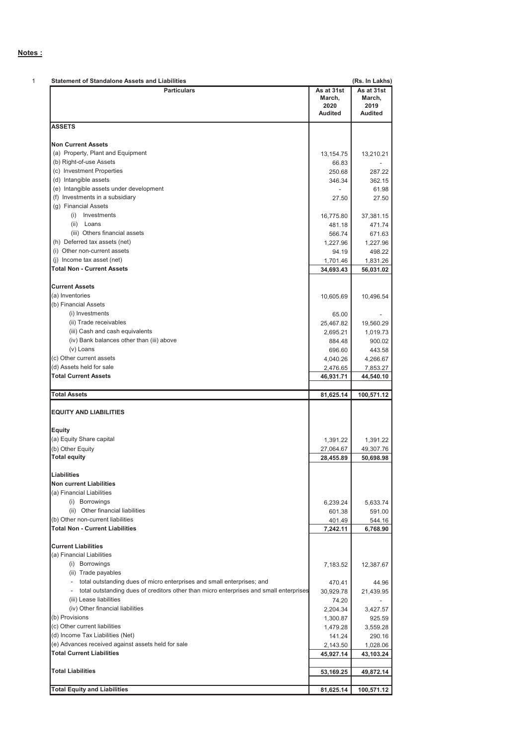**Notes :**

1 **Statement of Standalone Assets and Liabilities** (Rs. In Lakhs)

| Particulars | As at 31st March, 2020 Audited | As at 31st March, 2019 Audited |
|---|---|---|
| **ASSETS** | | |
| **Non Current Assets** | | |
| (a) Property, Plant and Equipment | 13,154.75 | 13,210.21 |
| (b) Right-of-use Assets | 66.83 | - |
| (c) Investment Properties | 250.68 | 287.22 |
| (d) Intangible assets | 346.34 | 362.15 |
| (e) Intangible assets under development | - | 61.98 |
| (f) Investments in a subsidiary | 27.50 | 27.50 |
| (g) Financial Assets | | |
| (i) Investments | 16,775.80 | 37,381.15 |
| (ii) Loans | 481.18 | 471.74 |
| (iii) Others financial assets | 566.74 | 671.63 |
| (h) Deferred tax assets (net) | 1,227.96 | 1,227.96 |
| (i) Other non-current assets | 94.19 | 498.22 |
| (j) Income tax asset (net) | 1,701.46 | 1,831.26 |
| **Total Non - Current Assets** | **34,693.43** | **56,031.02** |
| **Current Assets** | | |
| (a) Inventories | 10,605.69 | 10,496.54 |
| (b) Financial Assets | | |
| (i) Investments | 65.00 | - |
| (ii) Trade receivables | 25,467.82 | 19,560.29 |
| (iii) Cash and cash equivalents | 2,695.21 | 1,019.73 |
| (iv) Bank balances other than (iii) above | 884.48 | 900.02 |
| (v) Loans | 696.60 | 443.58 |
| (c) Other current assets | 4,040.26 | 4,266.67 |
| (d) Assets held for sale | 2,476.65 | 7,853.27 |
| **Total Current Assets** | **46,931.71** | **44,540.10** |
| **Total Assets** | **81,625.14** | **100,571.12** |
| **EQUITY AND LIABILITIES** | | |
| **Equity** | | |
| (a) Equity Share capital | 1,391.22 | 1,391.22 |
| (b) Other Equity | 27,064.67 | 49,307.76 |
| **Total equity** | **28,455.89** | **50,698.98** |
| **Liabilities** | | |
| **Non current Liabilities** | | |
| (a) Financial Liabilities | | |
| (i) Borrowings | 6,239.24 | 5,633.74 |
| (ii) Other financial liabilities | 601.38 | 591.00 |
| (b) Other non-current liabilities | 401.49 | 544.16 |
| **Total Non - Current Liabilities** | **7,242.11** | **6,768.90** |
| **Current Liabilities** | | |
| (a) Financial Liabilities | | |
| (i) Borrowings | 7,183.52 | 12,387.67 |
| (ii) Trade payables | | |
| - total outstanding dues of micro enterprises and small enterprises; and | 470.41 | 44.96 |
| - total outstanding dues of creditors other than micro enterprises and small enterprises | 30,929.78 | 21,439.95 |
| (iii) Lease liabilities | 74.20 | - |
| (iv) Other financial liabilities | 2,204.34 | 3,427.57 |
| (b) Provisions | 1,300.87 | 925.59 |
| (c) Other current liabilities | 1,479.28 | 3,559.28 |
| (d) Income Tax Liabilities (Net) | 141.24 | 290.16 |
| (e) Advances received against assets held for sale | 2,143.50 | 1,028.06 |
| **Total Current Liabilities** | **45,927.14** | **43,103.24** |
| **Total Liabilities** | **53,169.25** | **49,872.14** |
| **Total Equity and Liabilities** | **81,625.14** | **100,571.12** |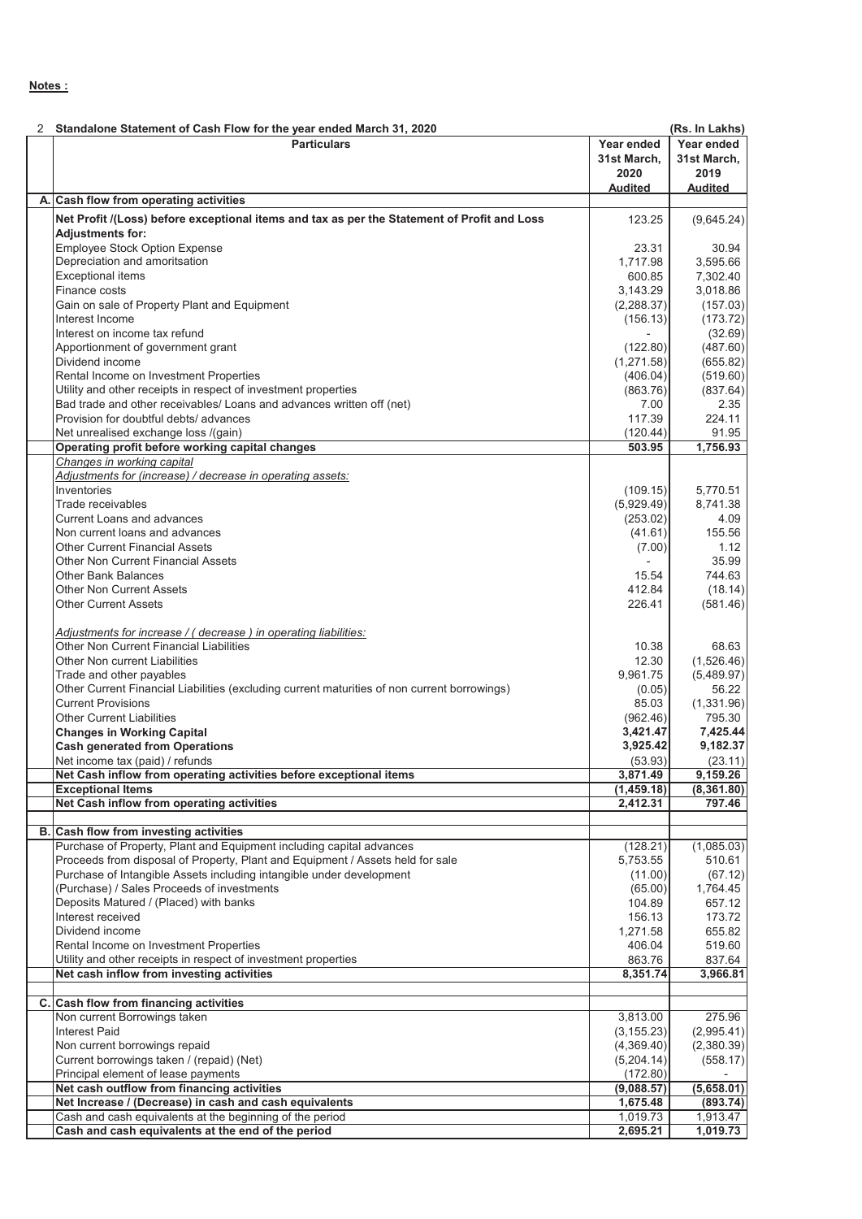**Notes :**

2 **Standalone Statement of Cash Flow for the year ended March 31, 2020** **(Rs. In Lakhs)**

| | Particulars | Year ended 31st March, 2020 Audited | Year ended 31st March, 2019 Audited |
|---|---|---|---|
| A. | **Cash flow from operating activities** | | |
| | **Net Profit /(Loss) before exceptional items and tax as per the Statement of Profit and Loss** | 123.25 | (9,645.24) |
| | **Adjustments for:** | | |
| | Employee Stock Option Expense | 23.31 | 30.94 |
| | Depreciation and amoritsation | 1,717.98 | 3,595.66 |
| | Exceptional items | 600.85 | 7,302.40 |
| | Finance costs | 3,143.29 | 3,018.86 |
| | Gain on sale of Property Plant and Equipment | (2,288.37) | (157.03) |
| | Interest Income | (156.13) | (173.72) |
| | Interest on income tax refund | - | (32.69) |
| | Apportionment of government grant | (122.80) | (487.60) |
| | Dividend income | (1,271.58) | (655.82) |
| | Rental Income on Investment Properties | (406.04) | (519.60) |
| | Utility and other receipts in respect of investment properties | (863.76) | (837.64) |
| | Bad trade and other receivables/ Loans and advances written off (net) | 7.00 | 2.35 |
| | Provision for doubtful debts/ advances | 117.39 | 224.11 |
| | Net unrealised exchange loss /(gain) | (120.44) | 91.95 |
| | **Operating profit before working capital changes** | **503.95** | **1,756.93** |
| | *Changes in working capital* | | |
| | *Adjustments for (increase) / decrease in operating assets:* | | |
| | Inventories | (109.15) | 5,770.51 |
| | Trade receivables | (5,929.49) | 8,741.38 |
| | Current Loans and advances | (253.02) | 4.09 |
| | Non current loans and advances | (41.61) | 155.56 |
| | Other Current Financial Assets | (7.00) | 1.12 |
| | Other Non Current Financial Assets | - | 35.99 |
| | Other Bank Balances | 15.54 | 744.63 |
| | Other Non Current Assets | 412.84 | (18.14) |
| | Other Current Assets | 226.41 | (581.46) |
| | *Adjustments for increase / ( decrease ) in operating liabilities:* | | |
| | Other Non Current Financial Liabilities | 10.38 | 68.63 |
| | Other Non current Liabilities | 12.30 | (1,526.46) |
| | Trade and other payables | 9,961.75 | (5,489.97) |
| | Other Current Financial Liabilities (excluding current maturities of non current borrowings) | (0.05) | 56.22 |
| | Current Provisions | 85.03 | (1,331.96) |
| | Other Current Liabilities | (962.46) | 795.30 |
| | **Changes in Working Capital** | **3,421.47** | **7,425.44** |
| | **Cash generated from Operations** | **3,925.42** | **9,182.37** |
| | Net income tax (paid) / refunds | (53.93) | (23.11) |
| | **Net Cash inflow from operating activities before exceptional items** | **3,871.49** | **9,159.26** |
| | **Exceptional Items** | **(1,459.18)** | **(8,361.80)** |
| | **Net Cash inflow from operating activities** | **2,412.31** | **797.46** |
| B. | **Cash flow from investing activities** | | |
| | Purchase of Property, Plant and Equipment including capital advances | (128.21) | (1,085.03) |
| | Proceeds from disposal of Property, Plant and Equipment / Assets held for sale | 5,753.55 | 510.61 |
| | Purchase of Intangible Assets including intangible under development | (11.00) | (67.12) |
| | (Purchase) / Sales Proceeds of investments | (65.00) | 1,764.45 |
| | Deposits Matured / (Placed) with banks | 104.89 | 657.12 |
| | Interest received | 156.13 | 173.72 |
| | Dividend income | 1,271.58 | 655.82 |
| | Rental Income on Investment Properties | 406.04 | 519.60 |
| | Utility and other receipts in respect of investment properties | 863.76 | 837.64 |
| | **Net cash inflow from investing activities** | **8,351.74** | **3,966.81** |
| C. | **Cash flow from financing activities** | | |
| | Non current Borrowings taken | 3,813.00 | 275.96 |
| | Interest Paid | (3,155.23) | (2,995.41) |
| | Non current borrowings repaid | (4,369.40) | (2,380.39) |
| | Current borrowings taken / (repaid) (Net) | (5,204.14) | (558.17) |
| | Principal element of lease payments | (172.80) | - |
| | **Net cash outflow from financing activities** | **(9,088.57)** | **(5,658.01)** |
| | **Net Increase / (Decrease) in cash and cash equivalents** | **1,675.48** | **(893.74)** |
| | Cash and cash equivalents at the beginning of the period | 1,019.73 | 1,913.47 |
| | **Cash and cash equivalents at the end of the period** | **2,695.21** | **1,019.73** |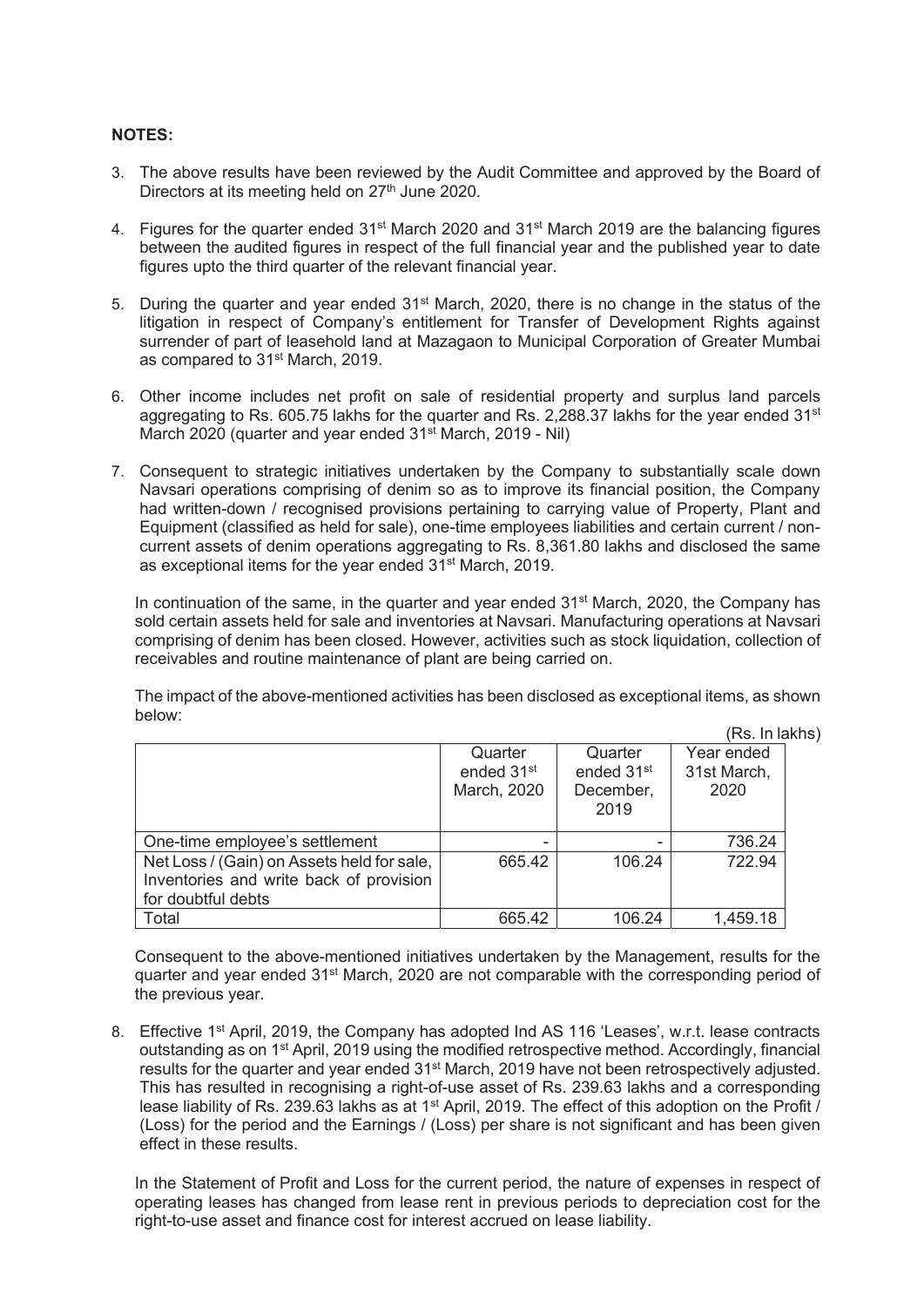**NOTES:**

3. The above results have been reviewed by the Audit Committee and approved by the Board of Directors at its meeting held on 27th June 2020.

4. Figures for the quarter ended 31st March 2020 and 31st March 2019 are the balancing figures between the audited figures in respect of the full financial year and the published year to date figures upto the third quarter of the relevant financial year.

5. During the quarter and year ended 31st March, 2020, there is no change in the status of the litigation in respect of Company's entitlement for Transfer of Development Rights against surrender of part of leasehold land at Mazagaon to Municipal Corporation of Greater Mumbai as compared to 31st March, 2019.

6. Other income includes net profit on sale of residential property and surplus land parcels aggregating to Rs. 605.75 lakhs for the quarter and Rs. 2,288.37 lakhs for the year ended 31st March 2020 (quarter and year ended 31st March, 2019 - Nil)

7. Consequent to strategic initiatives undertaken by the Company to substantially scale down Navsari operations comprising of denim so as to improve its financial position, the Company had written-down / recognised provisions pertaining to carrying value of Property, Plant and Equipment (classified as held for sale), one-time employees liabilities and certain current / non-current assets of denim operations aggregating to Rs. 8,361.80 lakhs and disclosed the same as exceptional items for the year ended 31st March, 2019.

   In continuation of the same, in the quarter and year ended 31st March, 2020, the Company has sold certain assets held for sale and inventories at Navsari. Manufacturing operations at Navsari comprising of denim has been closed. However, activities such as stock liquidation, collection of receivables and routine maintenance of plant are being carried on.

   The impact of the above-mentioned activities has been disclosed as exceptional items, as shown below:

   (Rs. In lakhs)

| | Quarter ended 31st March, 2020 | Quarter ended 31st December, 2019 | Year ended 31st March, 2020 |
|---|---|---|---|
| One-time employee's settlement | - | - | 736.24 |
| Net Loss / (Gain) on Assets held for sale, Inventories and write back of provision for doubtful debts | 665.42 | 106.24 | 722.94 |
| Total | 665.42 | 106.24 | 1,459.18 |

   Consequent to the above-mentioned initiatives undertaken by the Management, results for the quarter and year ended 31st March, 2020 are not comparable with the corresponding period of the previous year.

8. Effective 1st April, 2019, the Company has adopted Ind AS 116 'Leases', w.r.t. lease contracts outstanding as on 1st April, 2019 using the modified retrospective method. Accordingly, financial results for the quarter and year ended 31st March, 2019 have not been retrospectively adjusted. This has resulted in recognising a right-of-use asset of Rs. 239.63 lakhs and a corresponding lease liability of Rs. 239.63 lakhs as at 1st April, 2019. The effect of this adoption on the Profit / (Loss) for the period and the Earnings / (Loss) per share is not significant and has been given effect in these results.

   In the Statement of Profit and Loss for the current period, the nature of expenses in respect of operating leases has changed from lease rent in previous periods to depreciation cost for the right-to-use asset and finance cost for interest accrued on lease liability.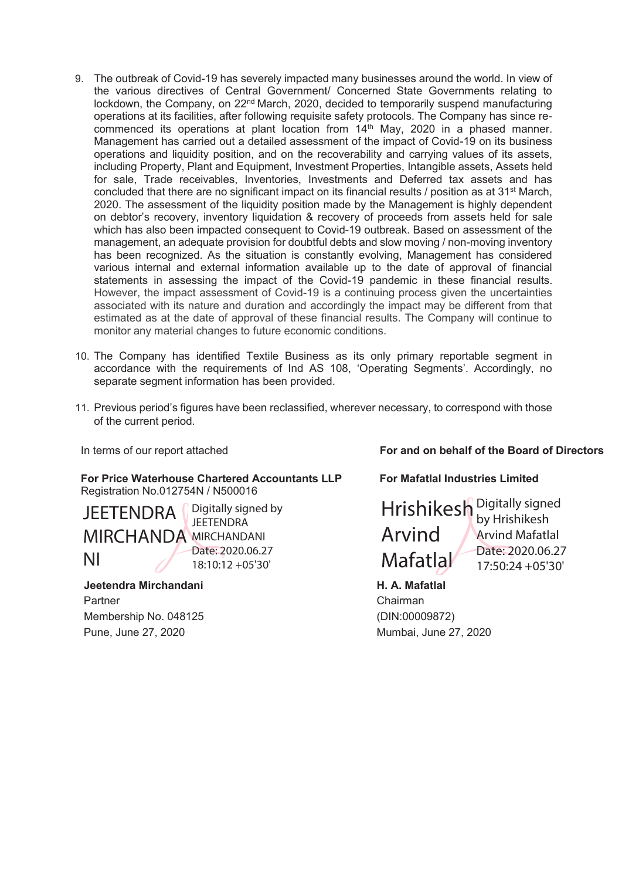9. The outbreak of Covid-19 has severely impacted many businesses around the world. In view of the various directives of Central Government/ Concerned State Governments relating to lockdown, the Company, on 22nd March, 2020, decided to temporarily suspend manufacturing operations at its facilities, after following requisite safety protocols. The Company has since re-commenced its operations at plant location from 14th May, 2020 in a phased manner. Management has carried out a detailed assessment of the impact of Covid-19 on its business operations and liquidity position, and on the recoverability and carrying values of its assets, including Property, Plant and Equipment, Investment Properties, Intangible assets, Assets held for sale, Trade receivables, Inventories, Investments and Deferred tax assets and has concluded that there are no significant impact on its financial results / position as at 31st March, 2020. The assessment of the liquidity position made by the Management is highly dependent on debtor's recovery, inventory liquidation & recovery of proceeds from assets held for sale which has also been impacted consequent to Covid-19 outbreak. Based on assessment of the management, an adequate provision for doubtful debts and slow moving / non-moving inventory has been recognized. As the situation is constantly evolving, Management has considered various internal and external information available up to the date of approval of financial statements in assessing the impact of the Covid-19 pandemic in these financial results. However, the impact assessment of Covid-19 is a continuing process given the uncertainties associated with its nature and duration and accordingly the impact may be different from that estimated as at the date of approval of these financial results. The Company will continue to monitor any material changes to future economic conditions.

10. The Company has identified Textile Business as its only primary reportable segment in accordance with the requirements of Ind AS 108, 'Operating Segments'. Accordingly, no separate segment information has been provided.

11. Previous period's figures have been reclassified, wherever necessary, to correspond with those of the current period.

In terms of our report attached

**For Price Waterhouse Chartered Accountants LLP**
Registration No.012754N / N500016

JEETENDRA MIRCHANDANI
Digitally signed by JEETENDRA MIRCHANDANI
Date: 2020.06.27 18:10:12 +05'30'

**Jeetendra Mirchandani**
Partner
Membership No. 048125
Pune, June 27, 2020

**For and on behalf of the Board of Directors**

**For Mafatlal Industries Limited**

Hrishikesh Arvind Mafatlal
Digitally signed by Hrishikesh Arvind Mafatlal
Date: 2020.06.27 17:50:24 +05'30'

**H. A. Mafatlal**
Chairman
(DIN:00009872)
Mumbai, June 27, 2020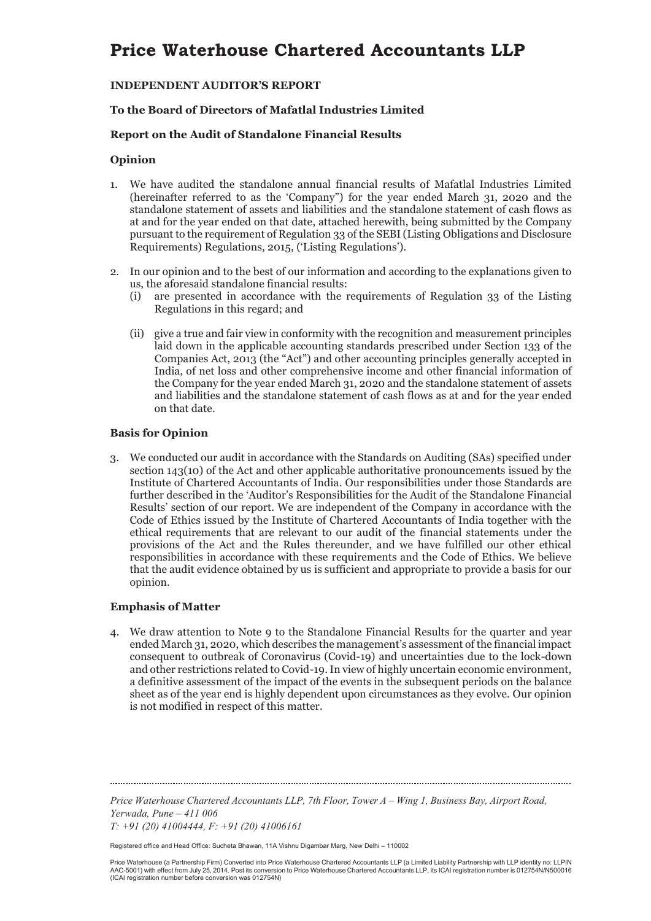# Price Waterhouse Chartered Accountants LLP

**INDEPENDENT AUDITOR'S REPORT**

**To the Board of Directors of Mafatlal Industries Limited**

**Report on the Audit of Standalone Financial Results**

## Opinion

1. We have audited the standalone annual financial results of Mafatlal Industries Limited (hereinafter referred to as the 'Company") for the year ended March 31, 2020 and the standalone statement of assets and liabilities and the standalone statement of cash flows as at and for the year ended on that date, attached herewith, being submitted by the Company pursuant to the requirement of Regulation 33 of the SEBI (Listing Obligations and Disclosure Requirements) Regulations, 2015, ('Listing Regulations').

2. In our opinion and to the best of our information and according to the explanations given to us, the aforesaid standalone financial results:
   (i) are presented in accordance with the requirements of Regulation 33 of the Listing Regulations in this regard; and

   (ii) give a true and fair view in conformity with the recognition and measurement principles laid down in the applicable accounting standards prescribed under Section 133 of the Companies Act, 2013 (the "Act") and other accounting principles generally accepted in India, of net loss and other comprehensive income and other financial information of the Company for the year ended March 31, 2020 and the standalone statement of assets and liabilities and the standalone statement of cash flows as at and for the year ended on that date.

## Basis for Opinion

3. We conducted our audit in accordance with the Standards on Auditing (SAs) specified under section 143(10) of the Act and other applicable authoritative pronouncements issued by the Institute of Chartered Accountants of India. Our responsibilities under those Standards are further described in the 'Auditor's Responsibilities for the Audit of the Standalone Financial Results' section of our report. We are independent of the Company in accordance with the Code of Ethics issued by the Institute of Chartered Accountants of India together with the ethical requirements that are relevant to our audit of the financial statements under the provisions of the Act and the Rules thereunder, and we have fulfilled our other ethical responsibilities in accordance with these requirements and the Code of Ethics. We believe that the audit evidence obtained by us is sufficient and appropriate to provide a basis for our opinion.

## Emphasis of Matter

4. We draw attention to Note 9 to the Standalone Financial Results for the quarter and year ended March 31, 2020, which describes the management's assessment of the financial impact consequent to outbreak of Coronavirus (Covid-19) and uncertainties due to the lock-down and other restrictions related to Covid-19. In view of highly uncertain economic environment, a definitive assessment of the impact of the events in the subsequent periods on the balance sheet as of the year end is highly dependent upon circumstances as they evolve. Our opinion is not modified in respect of this matter.

*Price Waterhouse Chartered Accountants LLP, 7th Floor, Tower A – Wing 1, Business Bay, Airport Road, Yerwada, Pune – 411 006*
*T: +91 (20) 41004444, F: +91 (20) 41006161*

Registered office and Head Office: Sucheta Bhawan, 11A Vishnu Digambar Marg, New Delhi – 110002

Price Waterhouse (a Partnership Firm) Converted into Price Waterhouse Chartered Accountants LLP (a Limited Liability Partnership with LLP identity no: LLPIN AAC-5001) with effect from July 25, 2014. Post its conversion to Price Waterhouse Chartered Accountants LLP, its ICAI registration number is 012754N/N500016 (ICAI registration number before conversion was 012754N)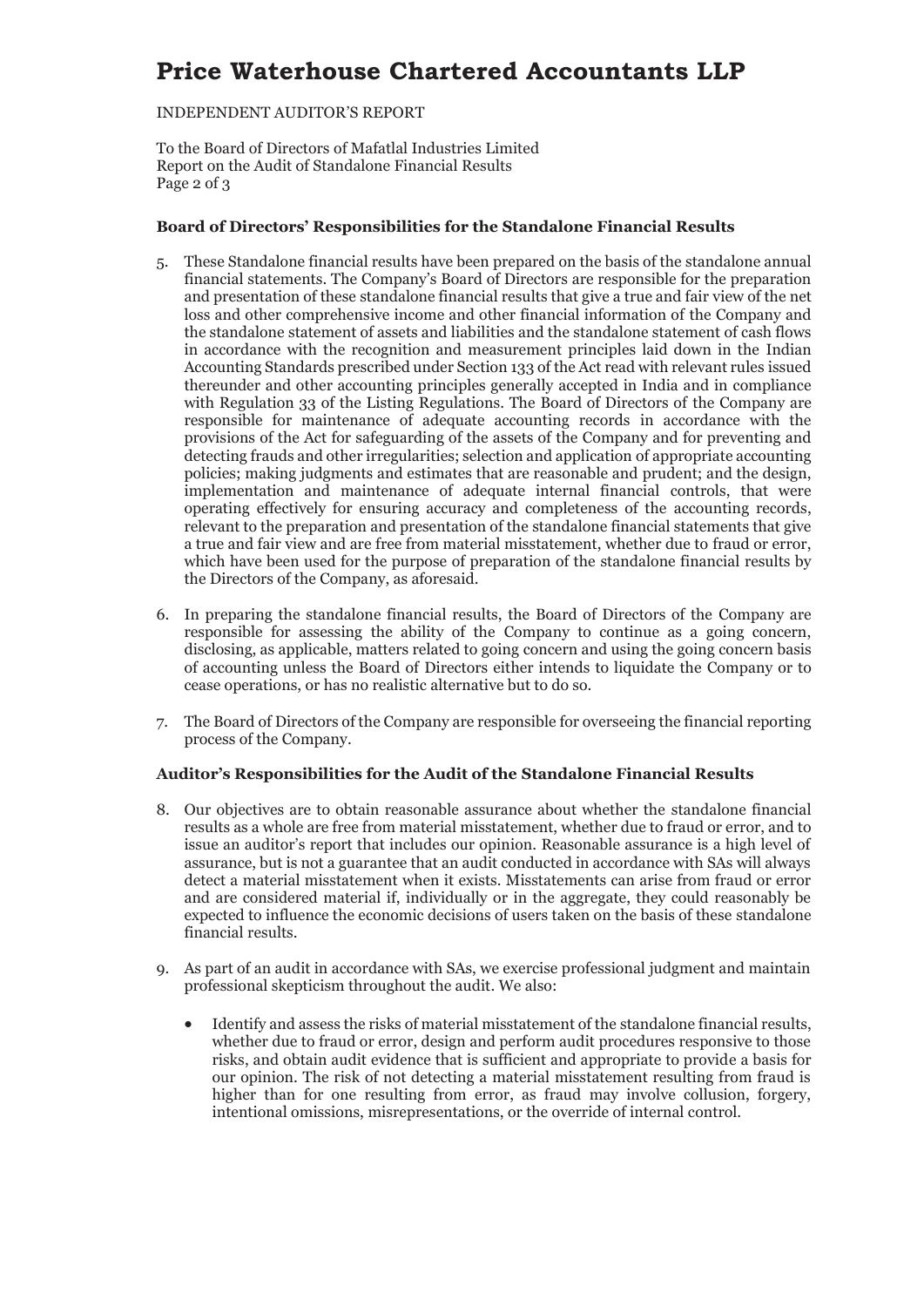# Price Waterhouse Chartered Accountants LLP

INDEPENDENT AUDITOR'S REPORT

To the Board of Directors of Mafatlal Industries Limited
Report on the Audit of Standalone Financial Results

### Board of Directors' Responsibilities for the Standalone Financial Results

5. These Standalone financial results have been prepared on the basis of the standalone annual financial statements. The Company's Board of Directors are responsible for the preparation and presentation of these standalone financial results that give a true and fair view of the net loss and other comprehensive income and other financial information of the Company and the standalone statement of assets and liabilities and the standalone statement of cash flows in accordance with the recognition and measurement principles laid down in the Indian Accounting Standards prescribed under Section 133 of the Act read with relevant rules issued thereunder and other accounting principles generally accepted in India and in compliance with Regulation 33 of the Listing Regulations. The Board of Directors of the Company are responsible for maintenance of adequate accounting records in accordance with the provisions of the Act for safeguarding of the assets of the Company and for preventing and detecting frauds and other irregularities; selection and application of appropriate accounting policies; making judgments and estimates that are reasonable and prudent; and the design, implementation and maintenance of adequate internal financial controls, that were operating effectively for ensuring accuracy and completeness of the accounting records, relevant to the preparation and presentation of the standalone financial statements that give a true and fair view and are free from material misstatement, whether due to fraud or error, which have been used for the purpose of preparation of the standalone financial results by the Directors of the Company, as aforesaid.

6. In preparing the standalone financial results, the Board of Directors of the Company are responsible for assessing the ability of the Company to continue as a going concern, disclosing, as applicable, matters related to going concern and using the going concern basis of accounting unless the Board of Directors either intends to liquidate the Company or to cease operations, or has no realistic alternative but to do so.

7. The Board of Directors of the Company are responsible for overseeing the financial reporting process of the Company.

### Auditor's Responsibilities for the Audit of the Standalone Financial Results

8. Our objectives are to obtain reasonable assurance about whether the standalone financial results as a whole are free from material misstatement, whether due to fraud or error, and to issue an auditor's report that includes our opinion. Reasonable assurance is a high level of assurance, but is not a guarantee that an audit conducted in accordance with SAs will always detect a material misstatement when it exists. Misstatements can arise from fraud or error and are considered material if, individually or in the aggregate, they could reasonably be expected to influence the economic decisions of users taken on the basis of these standalone financial results.

9. As part of an audit in accordance with SAs, we exercise professional judgment and maintain professional skepticism throughout the audit. We also:

   - Identify and assess the risks of material misstatement of the standalone financial results, whether due to fraud or error, design and perform audit procedures responsive to those risks, and obtain audit evidence that is sufficient and appropriate to provide a basis for our opinion. The risk of not detecting a material misstatement resulting from fraud is higher than for one resulting from error, as fraud may involve collusion, forgery, intentional omissions, misrepresentations, or the override of internal control.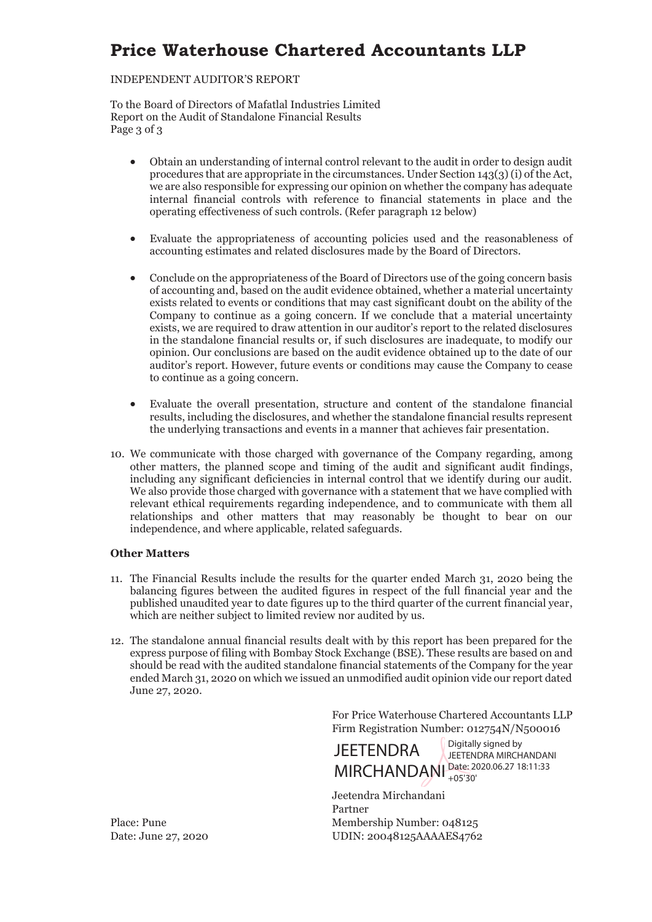# Price Waterhouse Chartered Accountants LLP

INDEPENDENT AUDITOR'S REPORT

To the Board of Directors of Mafatlal Industries Limited
Report on the Audit of Standalone Financial Results
Page 3 of 3

- Obtain an understanding of internal control relevant to the audit in order to design audit procedures that are appropriate in the circumstances. Under Section 143(3) (i) of the Act, we are also responsible for expressing our opinion on whether the company has adequate internal financial controls with reference to financial statements in place and the operating effectiveness of such controls. (Refer paragraph 12 below)

- Evaluate the appropriateness of accounting policies used and the reasonableness of accounting estimates and related disclosures made by the Board of Directors.

- Conclude on the appropriateness of the Board of Directors use of the going concern basis of accounting and, based on the audit evidence obtained, whether a material uncertainty exists related to events or conditions that may cast significant doubt on the ability of the Company to continue as a going concern. If we conclude that a material uncertainty exists, we are required to draw attention in our auditor's report to the related disclosures in the standalone financial results or, if such disclosures are inadequate, to modify our opinion. Our conclusions are based on the audit evidence obtained up to the date of our auditor's report. However, future events or conditions may cause the Company to cease to continue as a going concern.

- Evaluate the overall presentation, structure and content of the standalone financial results, including the disclosures, and whether the standalone financial results represent the underlying transactions and events in a manner that achieves fair presentation.

10. We communicate with those charged with governance of the Company regarding, among other matters, the planned scope and timing of the audit and significant audit findings, including any significant deficiencies in internal control that we identify during our audit. We also provide those charged with governance with a statement that we have complied with relevant ethical requirements regarding independence, and to communicate with them all relationships and other matters that may reasonably be thought to bear on our independence, and where applicable, related safeguards.

**Other Matters**

11. The Financial Results include the results for the quarter ended March 31, 2020 being the balancing figures between the audited figures in respect of the full financial year and the published unaudited year to date figures up to the third quarter of the current financial year, which are neither subject to limited review nor audited by us.

12. The standalone annual financial results dealt with by this report has been prepared for the express purpose of filing with Bombay Stock Exchange (BSE). These results are based on and should be read with the audited standalone financial statements of the Company for the year ended March 31, 2020 on which we issued an unmodified audit opinion vide our report dated June 27, 2020.

For Price Waterhouse Chartered Accountants LLP
Firm Registration Number: 012754N/N500016

JEETENDRA MIRCHANDANI
Digitally signed by JEETENDRA MIRCHANDANI
Date: 2020.06.27 18:11:33 +05'30'

Jeetendra Mirchandani
Partner
Membership Number: 048125
UDIN: 20048125AAAAES4762

Place: Pune
Date: June 27, 2020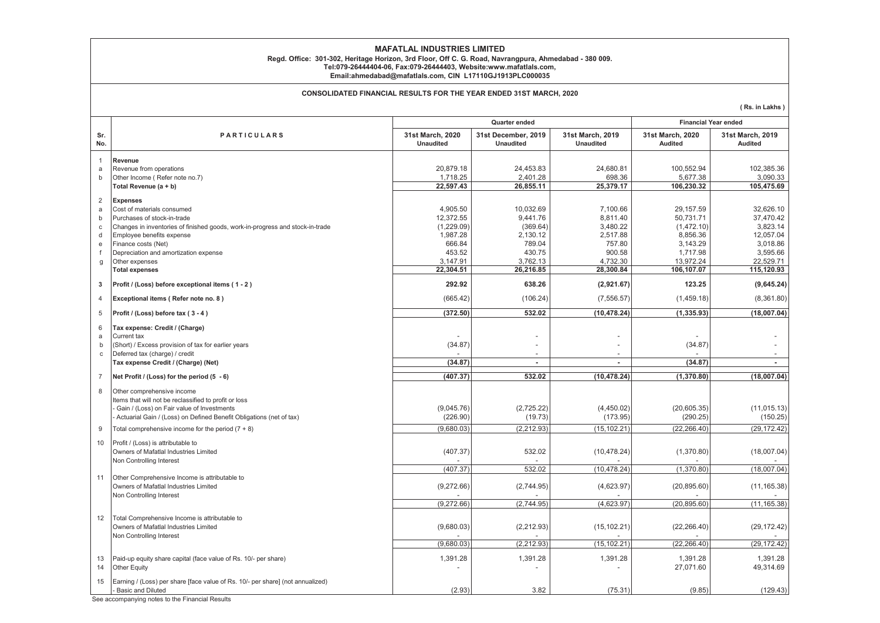# MAFATLAL INDUSTRIES LIMITED

**Regd. Office: 301-302, Heritage Horizon, 3rd Floor, Off C. G. Road, Navrangpura, Ahmedabad - 380 009.**
**Tel:079-26444404-06, Fax:079-26444403, Website:www.mafatlals.com,**
**Email:ahmedabad@mafatlals.com, CIN L17110GJ1913PLC000035**

## CONSOLIDATED FINANCIAL RESULTS FOR THE YEAR ENDED 31ST MARCH, 2020

( Rs. in Lakhs )

| Sr. No. | PARTICULARS | Quarter ended | | | Financial Year ended | |
|---|---|---|---|---|---|---|
| | | 31st March, 2020 Unaudited | 31st December, 2019 Unaudited | 31st March, 2019 Unaudited | 31st March, 2020 Audited | 31st March, 2019 Audited |
| 1 | **Revenue** | | | | | |
| a | Revenue from operations | 20,879.18 | 24,453.83 | 24,680.81 | 100,552.94 | 102,385.36 |
| b | Other Income ( Refer note no.7) | 1,718.25 | 2,401.28 | 698.36 | 5,677.38 | 3,090.33 |
| | **Total Revenue (a + b)** | **22,597.43** | **26,855.11** | **25,379.17** | **106,230.32** | **105,475.69** |
| 2 | **Expenses** | | | | | |
| a | Cost of materials consumed | 4,905.50 | 10,032.69 | 7,100.66 | 29,157.59 | 32,626.10 |
| b | Purchases of stock-in-trade | 12,372.55 | 9,441.76 | 8,811.40 | 50,731.71 | 37,470.42 |
| c | Changes in inventories of finished goods, work-in-progress and stock-in-trade | (1,229.09) | (369.64) | 3,480.22 | (1,472.10) | 3,823.14 |
| d | Employee benefits expense | 1,987.28 | 2,130.12 | 2,517.88 | 8,856.36 | 12,057.04 |
| e | Finance costs (Net) | 666.84 | 789.04 | 757.80 | 3,143.29 | 3,018.86 |
| f | Depreciation and amortization expense | 453.52 | 430.75 | 900.58 | 1,717.98 | 3,595.66 |
| g | Other expenses | 3,147.91 | 3,762.13 | 4,732.30 | 13,972.24 | 22,529.71 |
| | **Total expenses** | **22,304.51** | **26,216.85** | **28,300.84** | **106,107.07** | **115,120.93** |
| 3 | **Profit / (Loss) before exceptional items ( 1 - 2 )** | **292.92** | **638.26** | **(2,921.67)** | **123.25** | **(9,645.24)** |
| 4 | **Exceptional items ( Refer note no. 8 )** | (665.42) | (106.24) | (7,556.57) | (1,459.18) | (8,361.80) |
| 5 | **Profit / (Loss) before tax ( 3 - 4 )** | **(372.50)** | **532.02** | **(10,478.24)** | **(1,335.93)** | **(18,007.04)** |
| 6 | **Tax expense: Credit / (Charge)** | | | | | |
| a | Current tax | - | - | - | - | - |
| b | (Short) / Excess provision of tax for earlier years | (34.87) | - | - | (34.87) | - |
| c | Deferred tax (charge) / credit | - | - | - | - | - |
| | **Tax expense Credit / (Charge) (Net)** | **(34.87)** | **-** | **-** | **(34.87)** | **-** |
| 7 | **Net Profit / (Loss) for the period (5 - 6)** | **(407.37)** | **532.02** | **(10,478.24)** | **(1,370.80)** | **(18,007.04)** |
| 8 | Other comprehensive income | | | | | |
| | Items that will not be reclassified to profit or loss | | | | | |
| | - Gain / (Loss) on Fair value of Investments | (9,045.76) | (2,725.22) | (4,450.02) | (20,605.35) | (11,015.13) |
| | - Actuarial Gain / (Loss) on Defined Benefit Obligations (net of tax) | (226.90) | (19.73) | (173.95) | (290.25) | (150.25) |
| 9 | Total comprehensive income for the period (7 + 8) | (9,680.03) | (2,212.93) | (15,102.21) | (22,266.40) | (29,172.42) |
| 10 | Profit / (Loss) is attributable to | | | | | |
| | Owners of Mafatlal Industries Limited | (407.37) | 532.02 | (10,478.24) | (1,370.80) | (18,007.04) |
| | Non Controlling Interest | - | - | - | - | - |
| | | (407.37) | 532.02 | (10,478.24) | (1,370.80) | (18,007.04) |
| 11 | Other Comprehensive Income is attributable to | | | | | |
| | Owners of Mafatlal Industries Limited | (9,272.66) | (2,744.95) | (4,623.97) | (20,895.60) | (11,165.38) |
| | Non Controlling Interest | - | - | - | - | - |
| | | (9,272.66) | (2,744.95) | (4,623.97) | (20,895.60) | (11,165.38) |
| 12 | Total Comprehensive Income is attributable to | | | | | |
| | Owners of Mafatlal Industries Limited | (9,680.03) | (2,212.93) | (15,102.21) | (22,266.40) | (29,172.42) |
| | Non Controlling Interest | - | - | - | - | - |
| | | (9,680.03) | (2,212.93) | (15,102.21) | (22,266.40) | (29,172.42) |
| 13 | Paid-up equity share capital (face value of Rs. 10/- per share) | 1,391.28 | 1,391.28 | 1,391.28 | 1,391.28 | 1,391.28 |
| 14 | Other Equity | - | - | - | 27,071.60 | 49,314.69 |
| 15 | Earning / (Loss) per share [face value of Rs. 10/- per share] (not annualized) | | | | | |
| | - Basic and Diluted | (2.93) | 3.82 | (75.31) | (9.85) | (129.43) |

See accompanying notes to the Financial Results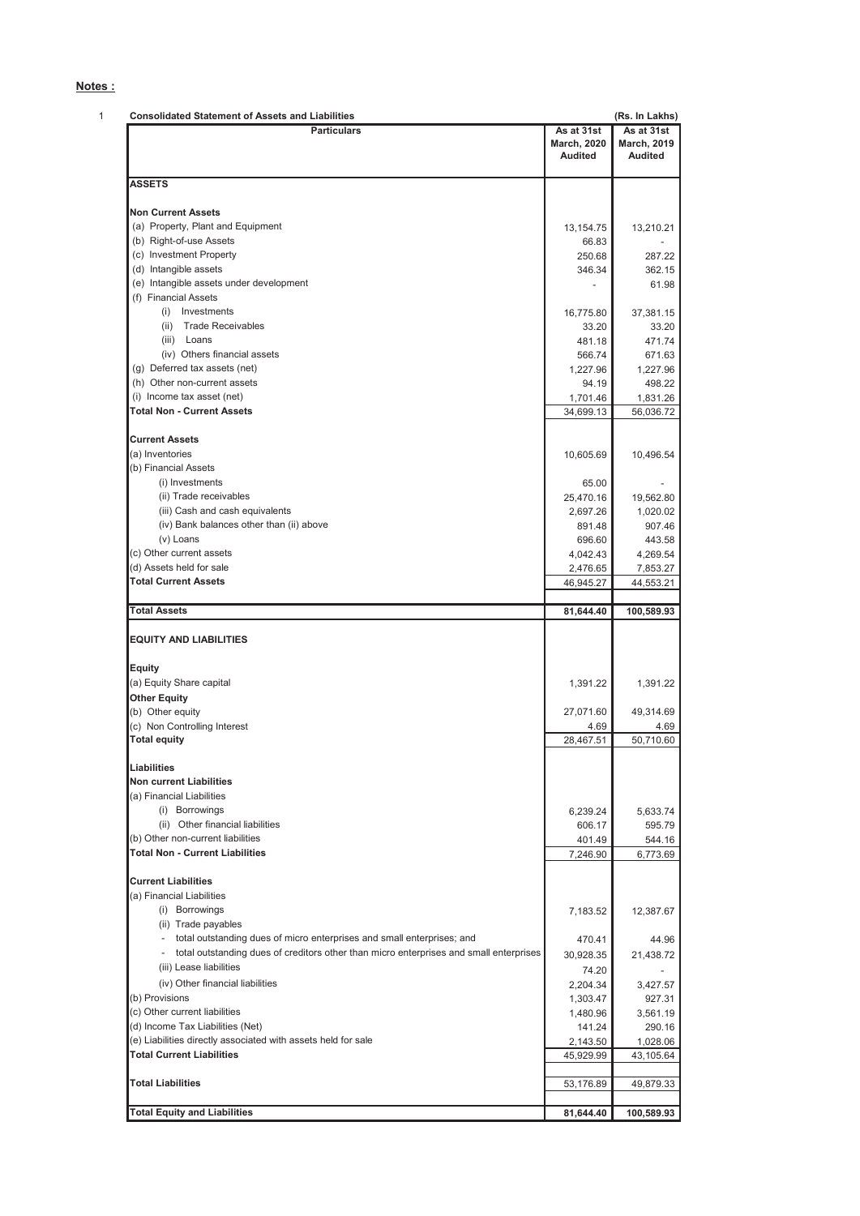**Notes :**

1 **Consolidated Statement of Assets and Liabilities** (Rs. In Lakhs)

| Particulars | As at 31st March, 2020 Audited | As at 31st March, 2019 Audited |
|---|---|---|
| **ASSETS** | | |
| **Non Current Assets** | | |
| (a) Property, Plant and Equipment | 13,154.75 | 13,210.21 |
| (b) Right-of-use Assets | 66.83 | - |
| (c) Investment Property | 250.68 | 287.22 |
| (d) Intangible assets | 346.34 | 362.15 |
| (e) Intangible assets under development | - | 61.98 |
| (f) Financial Assets | | |
| (i) Investments | 16,775.80 | 37,381.15 |
| (ii) Trade Receivables | 33.20 | 33.20 |
| (iii) Loans | 481.18 | 471.74 |
| (iv) Others financial assets | 566.74 | 671.63 |
| (g) Deferred tax assets (net) | 1,227.96 | 1,227.96 |
| (h) Other non-current assets | 94.19 | 498.22 |
| (i) Income tax asset (net) | 1,701.46 | 1,831.26 |
| **Total Non - Current Assets** | 34,699.13 | 56,036.72 |
| **Current Assets** | | |
| (a) Inventories | 10,605.69 | 10,496.54 |
| (b) Financial Assets | | |
| (i) Investments | 65.00 | - |
| (ii) Trade receivables | 25,470.16 | 19,562.80 |
| (iii) Cash and cash equivalents | 2,697.26 | 1,020.02 |
| (iv) Bank balances other than (ii) above | 891.48 | 907.46 |
| (v) Loans | 696.60 | 443.58 |
| (c) Other current assets | 4,042.43 | 4,269.54 |
| (d) Assets held for sale | 2,476.65 | 7,853.27 |
| **Total Current Assets** | 46,945.27 | 44,553.21 |
| **Total Assets** | **81,644.40** | **100,589.93** |
| **EQUITY AND LIABILITIES** | | |
| **Equity** | | |
| (a) Equity Share capital | 1,391.22 | 1,391.22 |
| **Other Equity** | | |
| (b) Other equity | 27,071.60 | 49,314.69 |
| (c) Non Controlling Interest | 4.69 | 4.69 |
| **Total equity** | 28,467.51 | 50,710.60 |
| **Liabilities** | | |
| **Non current Liabilities** | | |
| (a) Financial Liabilities | | |
| (i) Borrowings | 6,239.24 | 5,633.74 |
| (ii) Other financial liabilities | 606.17 | 595.79 |
| (b) Other non-current liabilities | 401.49 | 544.16 |
| **Total Non - Current Liabilities** | 7,246.90 | 6,773.69 |
| **Current Liabilities** | | |
| (a) Financial Liabilities | | |
| (i) Borrowings | 7,183.52 | 12,387.67 |
| (ii) Trade payables | | |
| - total outstanding dues of micro enterprises and small enterprises; and | 470.41 | 44.96 |
| - total outstanding dues of creditors other than micro enterprises and small enterprises | 30,928.35 | 21,438.72 |
| (iii) Lease liabilities | 74.20 | - |
| (iv) Other financial liabilities | 2,204.34 | 3,427.57 |
| (b) Provisions | 1,303.47 | 927.31 |
| (c) Other current liabilities | 1,480.96 | 3,561.19 |
| (d) Income Tax Liabilities (Net) | 141.24 | 290.16 |
| (e) Liabilities directly associated with assets held for sale | 2,143.50 | 1,028.06 |
| **Total Current Liabilities** | 45,929.99 | 43,105.64 |
| **Total Liabilities** | 53,176.89 | 49,879.33 |
| **Total Equity and Liabilities** | **81,644.40** | **100,589.93** |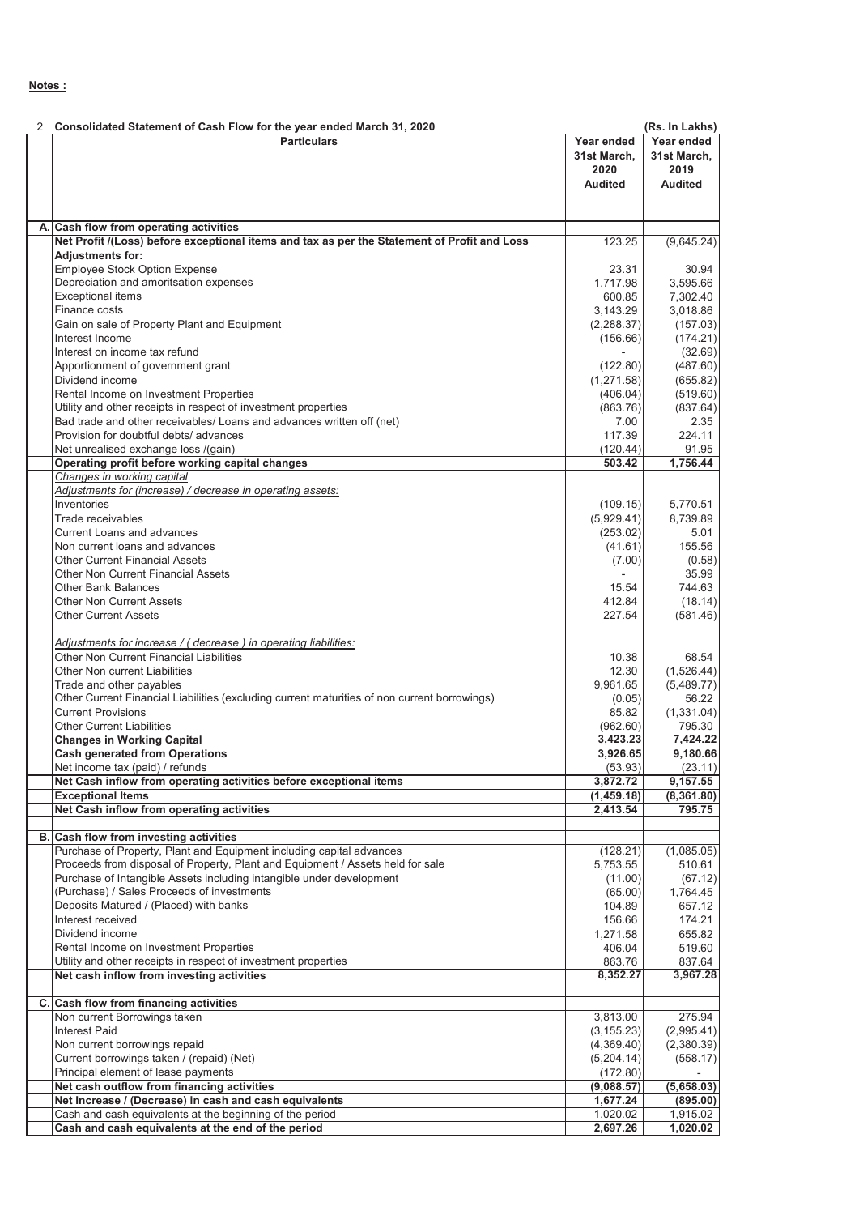**Notes :**

2 **Consolidated Statement of Cash Flow for the year ended March 31, 2020** (Rs. In Lakhs)

| | Particulars | Year ended 31st March, 2020 Audited | Year ended 31st March, 2019 Audited |
|---|---|---|---|
| **A.** | **Cash flow from operating activities** | | |
| | **Net Profit /(Loss) before exceptional items and tax as per the Statement of Profit and Loss** | 123.25 | (9,645.24) |
| | **Adjustments for:** | | |
| | Employee Stock Option Expense | 23.31 | 30.94 |
| | Depreciation and amoritsation expenses | 1,717.98 | 3,595.66 |
| | Exceptional items | 600.85 | 7,302.40 |
| | Finance costs | 3,143.29 | 3,018.86 |
| | Gain on sale of Property Plant and Equipment | (2,288.37) | (157.03) |
| | Interest Income | (156.66) | (174.21) |
| | Interest on income tax refund | - | (32.69) |
| | Apportionment of government grant | (122.80) | (487.60) |
| | Dividend income | (1,271.58) | (655.82) |
| | Rental Income on Investment Properties | (406.04) | (519.60) |
| | Utility and other receipts in respect of investment properties | (863.76) | (837.64) |
| | Bad trade and other receivables/ Loans and advances written off (net) | 7.00 | 2.35 |
| | Provision for doubtful debts/ advances | 117.39 | 224.11 |
| | Net unrealised exchange loss /(gain) | (120.44) | 91.95 |
| | **Operating profit before working capital changes** | **503.42** | **1,756.44** |
| | *Changes in working capital* | | |
| | *Adjustments for (increase) / decrease in operating assets:* | | |
| | Inventories | (109.15) | 5,770.51 |
| | Trade receivables | (5,929.41) | 8,739.89 |
| | Current Loans and advances | (253.02) | 5.01 |
| | Non current loans and advances | (41.61) | 155.56 |
| | Other Current Financial Assets | (7.00) | (0.58) |
| | Other Non Current Financial Assets | - | 35.99 |
| | Other Bank Balances | 15.54 | 744.63 |
| | Other Non Current Assets | 412.84 | (18.14) |
| | Other Current Assets | 227.54 | (581.46) |
| | *Adjustments for increase / ( decrease ) in operating liabilities:* | | |
| | Other Non Current Financial Liabilities | 10.38 | 68.54 |
| | Other Non current Liabilities | 12.30 | (1,526.44) |
| | Trade and other payables | 9,961.65 | (5,489.77) |
| | Other Current Financial Liabilities (excluding current maturities of non current borrowings) | (0.05) | 56.22 |
| | Current Provisions | 85.82 | (1,331.04) |
| | Other Current Liabilities | (962.60) | 795.30 |
| | **Changes in Working Capital** | **3,423.23** | **7,424.22** |
| | **Cash generated from Operations** | **3,926.65** | **9,180.66** |
| | Net income tax (paid) / refunds | (53.93) | (23.11) |
| | **Net Cash inflow from operating activities before exceptional items** | **3,872.72** | **9,157.55** |
| | **Exceptional Items** | **(1,459.18)** | **(8,361.80)** |
| | **Net Cash inflow from operating activities** | **2,413.54** | **795.75** |
| **B.** | **Cash flow from investing activities** | | |
| | Purchase of Property, Plant and Equipment including capital advances | (128.21) | (1,085.05) |
| | Proceeds from disposal of Property, Plant and Equipment / Assets held for sale | 5,753.55 | 510.61 |
| | Purchase of Intangible Assets including intangible under development | (11.00) | (67.12) |
| | (Purchase) / Sales Proceeds of investments | (65.00) | 1,764.45 |
| | Deposits Matured / (Placed) with banks | 104.89 | 657.12 |
| | Interest received | 156.66 | 174.21 |
| | Dividend income | 1,271.58 | 655.82 |
| | Rental Income on Investment Properties | 406.04 | 519.60 |
| | Utility and other receipts in respect of investment properties | 863.76 | 837.64 |
| | **Net cash inflow from investing activities** | **8,352.27** | **3,967.28** |
| **C.** | **Cash flow from financing activities** | | |
| | Non current Borrowings taken | 3,813.00 | 275.94 |
| | Interest Paid | (3,155.23) | (2,995.41) |
| | Non current borrowings repaid | (4,369.40) | (2,380.39) |
| | Current borrowings taken / (repaid) (Net) | (5,204.14) | (558.17) |
| | Principal element of lease payments | (172.80) | - |
| | **Net cash outflow from financing activities** | **(9,088.57)** | **(5,658.03)** |
| | **Net Increase / (Decrease) in cash and cash equivalents** | **1,677.24** | **(895.00)** |
| | Cash and cash equivalents at the beginning of the period | 1,020.02 | 1,915.02 |
| | **Cash and cash equivalents at the end of the period** | **2,697.26** | **1,020.02** |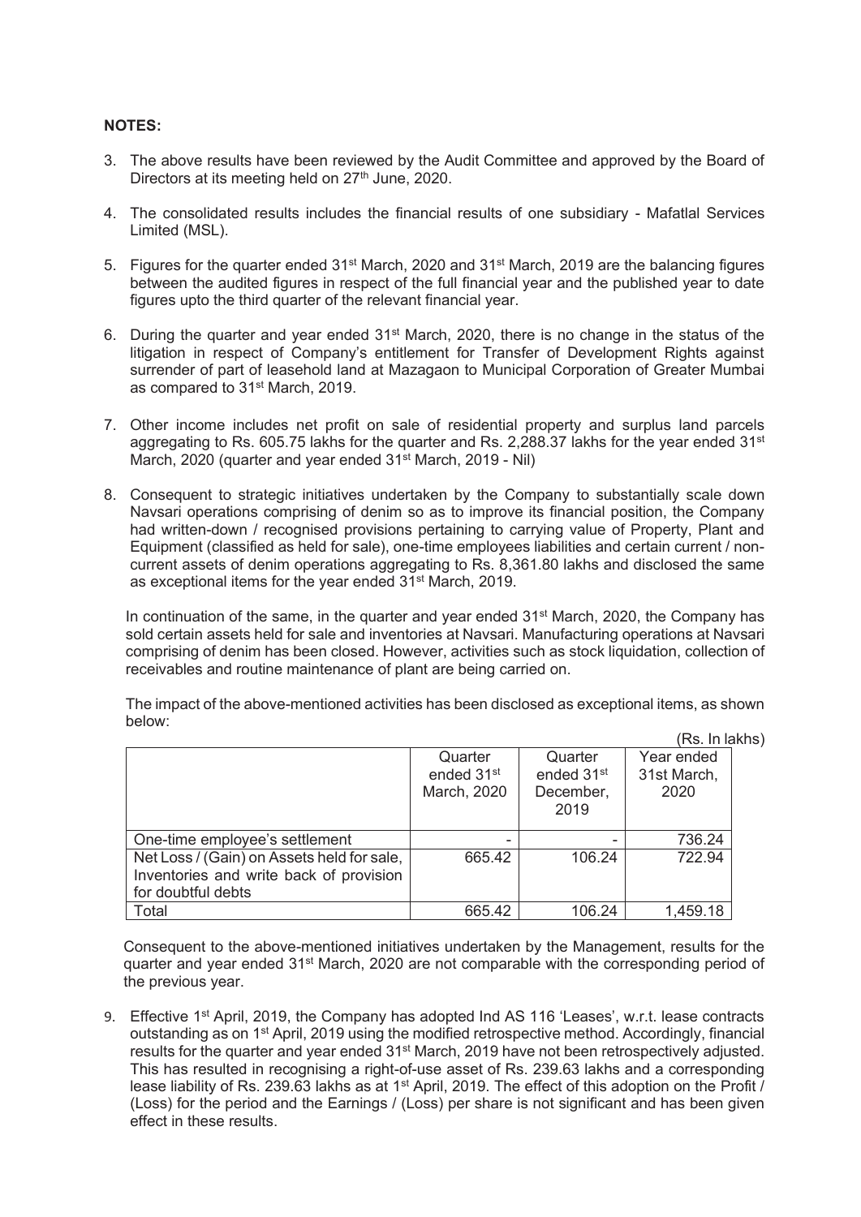**NOTES:**

3. The above results have been reviewed by the Audit Committee and approved by the Board of Directors at its meeting held on 27th June, 2020.

4. The consolidated results includes the financial results of one subsidiary - Mafatlal Services Limited (MSL).

5. Figures for the quarter ended 31st March, 2020 and 31st March, 2019 are the balancing figures between the audited figures in respect of the full financial year and the published year to date figures upto the third quarter of the relevant financial year.

6. During the quarter and year ended 31st March, 2020, there is no change in the status of the litigation in respect of Company's entitlement for Transfer of Development Rights against surrender of part of leasehold land at Mazagaon to Municipal Corporation of Greater Mumbai as compared to 31st March, 2019.

7. Other income includes net profit on sale of residential property and surplus land parcels aggregating to Rs. 605.75 lakhs for the quarter and Rs. 2,288.37 lakhs for the year ended 31st March, 2020 (quarter and year ended 31st March, 2019 - Nil)

8. Consequent to strategic initiatives undertaken by the Company to substantially scale down Navsari operations comprising of denim so as to improve its financial position, the Company had written-down / recognised provisions pertaining to carrying value of Property, Plant and Equipment (classified as held for sale), one-time employees liabilities and certain current / non-current assets of denim operations aggregating to Rs. 8,361.80 lakhs and disclosed the same as exceptional items for the year ended 31st March, 2019.

   In continuation of the same, in the quarter and year ended 31st March, 2020, the Company has sold certain assets held for sale and inventories at Navsari. Manufacturing operations at Navsari comprising of denim has been closed. However, activities such as stock liquidation, collection of receivables and routine maintenance of plant are being carried on.

   The impact of the above-mentioned activities has been disclosed as exceptional items, as shown below:

   (Rs. In lakhs)

| | Quarter ended 31st March, 2020 | Quarter ended 31st December, 2019 | Year ended 31st March, 2020 |
|---|---|---|---|
| One-time employee's settlement | - | - | 736.24 |
| Net Loss / (Gain) on Assets held for sale, Inventories and write back of provision for doubtful debts | 665.42 | 106.24 | 722.94 |
| Total | 665.42 | 106.24 | 1,459.18 |

   Consequent to the above-mentioned initiatives undertaken by the Management, results for the quarter and year ended 31st March, 2020 are not comparable with the corresponding period of the previous year.

9. Effective 1st April, 2019, the Company has adopted Ind AS 116 'Leases', w.r.t. lease contracts outstanding as on 1st April, 2019 using the modified retrospective method. Accordingly, financial results for the quarter and year ended 31st March, 2019 have not been retrospectively adjusted. This has resulted in recognising a right-of-use asset of Rs. 239.63 lakhs and a corresponding lease liability of Rs. 239.63 lakhs as at 1st April, 2019. The effect of this adoption on the Profit / (Loss) for the period and the Earnings / (Loss) per share is not significant and has been given effect in these results.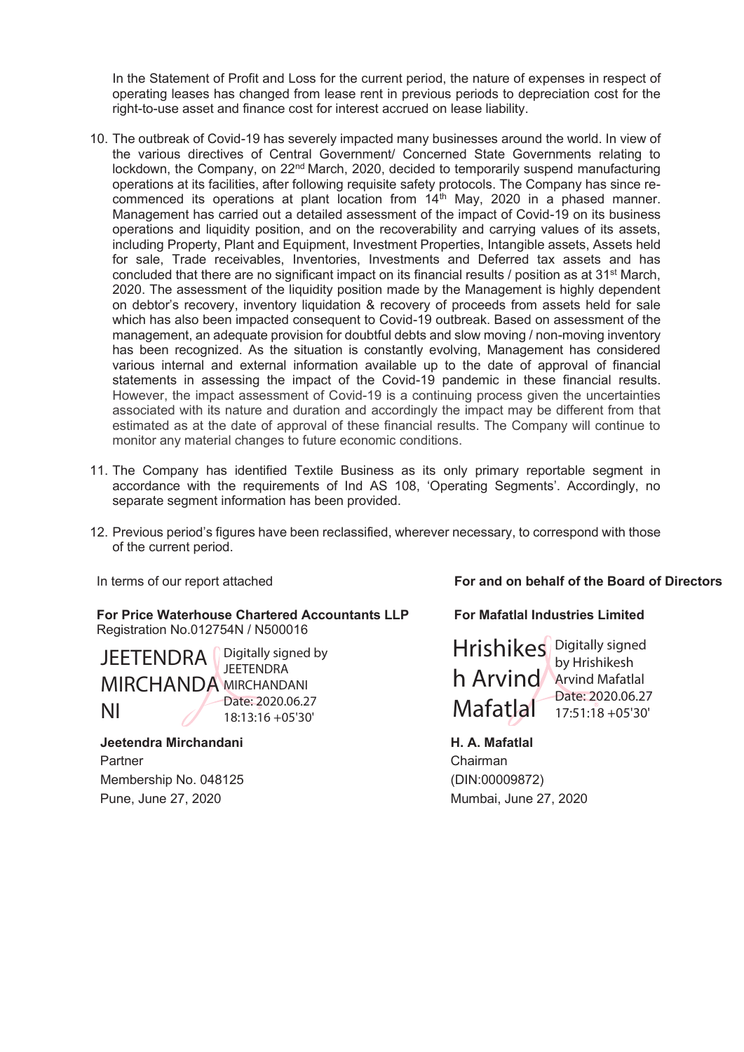In the Statement of Profit and Loss for the current period, the nature of expenses in respect of operating leases has changed from lease rent in previous periods to depreciation cost for the right-to-use asset and finance cost for interest accrued on lease liability.

10. The outbreak of Covid-19 has severely impacted many businesses around the world. In view of the various directives of Central Government/ Concerned State Governments relating to lockdown, the Company, on 22nd March, 2020, decided to temporarily suspend manufacturing operations at its facilities, after following requisite safety protocols. The Company has since re-commenced its operations at plant location from 14th May, 2020 in a phased manner. Management has carried out a detailed assessment of the impact of Covid-19 on its business operations and liquidity position, and on the recoverability and carrying values of its assets, including Property, Plant and Equipment, Investment Properties, Intangible assets, Assets held for sale, Trade receivables, Inventories, Investments and Deferred tax assets and has concluded that there are no significant impact on its financial results / position as at 31st March, 2020. The assessment of the liquidity position made by the Management is highly dependent on debtor's recovery, inventory liquidation & recovery of proceeds from assets held for sale which has also been impacted consequent to Covid-19 outbreak. Based on assessment of the management, an adequate provision for doubtful debts and slow moving / non-moving inventory has been recognized. As the situation is constantly evolving, Management has considered various internal and external information available up to the date of approval of financial statements in assessing the impact of the Covid-19 pandemic in these financial results. However, the impact assessment of Covid-19 is a continuing process given the uncertainties associated with its nature and duration and accordingly the impact may be different from that estimated as at the date of approval of these financial results. The Company will continue to monitor any material changes to future economic conditions.

11. The Company has identified Textile Business as its only primary reportable segment in accordance with the requirements of Ind AS 108, 'Operating Segments'. Accordingly, no separate segment information has been provided.

12. Previous period's figures have been reclassified, wherever necessary, to correspond with those of the current period.

In terms of our report attached

**For Price Waterhouse Chartered Accountants LLP**
Registration No.012754N / N500016

JEETENDRA MIRCHANDANI
Digitally signed by JEETENDRA MIRCHANDANI
Date: 2020.06.27 18:13:16 +05'30'

**Jeetendra Mirchandani**
Partner
Membership No. 048125
Pune, June 27, 2020

**For and on behalf of the Board of Directors**

**For Mafatlal Industries Limited**

Hrishikesh Arvind Mafatlal
Digitally signed by Hrishikesh Arvind Mafatlal
Date: 2020.06.27 17:51:18 +05'30'

**H. A. Mafatlal**
Chairman
(DIN:00009872)
Mumbai, June 27, 2020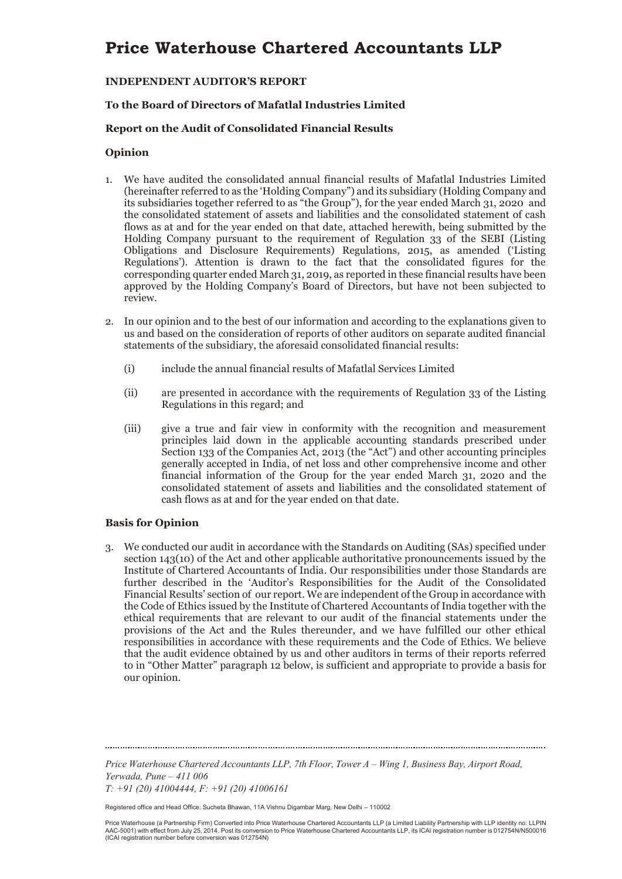# Price Waterhouse Chartered Accountants LLP

**INDEPENDENT AUDITOR'S REPORT**

**To the Board of Directors of Mafatlal Industries Limited**

**Report on the Audit of Consolidated Financial Results**

**Opinion**

1. We have audited the consolidated annual financial results of Mafatlal Industries Limited (hereinafter referred to as the 'Holding Company") and its subsidiary (Holding Company and its subsidiaries together referred to as "the Group"), for the year ended March 31, 2020 and the consolidated statement of assets and liabilities and the consolidated statement of cash flows as at and for the year ended on that date, attached herewith, being submitted by the Holding Company pursuant to the requirement of Regulation 33 of the SEBI (Listing Obligations and Disclosure Requirements) Regulations, 2015, as amended ('Listing Regulations'). Attention is drawn to the fact that the consolidated figures for the corresponding quarter ended March 31, 2019, as reported in these financial results have been approved by the Holding Company's Board of Directors, but have not been subjected to review.

2. In our opinion and to the best of our information and according to the explanations given to us and based on the consideration of reports of other auditors on separate audited financial statements of the subsidiary, the aforesaid consolidated financial results:

   (i) include the annual financial results of Mafatlal Services Limited

   (ii) are presented in accordance with the requirements of Regulation 33 of the Listing Regulations in this regard; and

   (iii) give a true and fair view in conformity with the recognition and measurement principles laid down in the applicable accounting standards prescribed under Section 133 of the Companies Act, 2013 (the "Act") and other accounting principles generally accepted in India, of net loss and other comprehensive income and other financial information of the Group for the year ended March 31, 2020 and the consolidated statement of assets and liabilities and the consolidated statement of cash flows as at and for the year ended on that date.

**Basis for Opinion**

3. We conducted our audit in accordance with the Standards on Auditing (SAs) specified under section 143(10) of the Act and other applicable authoritative pronouncements issued by the Institute of Chartered Accountants of India. Our responsibilities under those Standards are further described in the 'Auditor's Responsibilities for the Audit of the Consolidated Financial Results' section of our report. We are independent of the Group in accordance with the Code of Ethics issued by the Institute of Chartered Accountants of India together with the ethical requirements that are relevant to our audit of the financial statements under the provisions of the Act and the Rules thereunder, and we have fulfilled our other ethical responsibilities in accordance with these requirements and the Code of Ethics. We believe that the audit evidence obtained by us and other auditors in terms of their reports referred to in "Other Matter" paragraph 12 below, is sufficient and appropriate to provide a basis for our opinion.

*Price Waterhouse Chartered Accountants LLP, 7th Floor, Tower A – Wing 1, Business Bay, Airport Road, Yerwada, Pune – 411 006*
*T: +91 (20) 41004444, F: +91 (20) 41006161*

Registered office and Head Office: Sucheta Bhawan, 11A Vishnu Digambar Marg, New Delhi – 110002

Price Waterhouse (a Partnership Firm) Converted into Price Waterhouse Chartered Accountants LLP (a Limited Liability Partnership with LLP identity no: LLPIN AAC-5001) with effect from July 25, 2014. Post its conversion to Price Waterhouse Chartered Accountants LLP, its ICAI registration number is 012754N/N500016 (ICAI registration number before conversion was 012754N)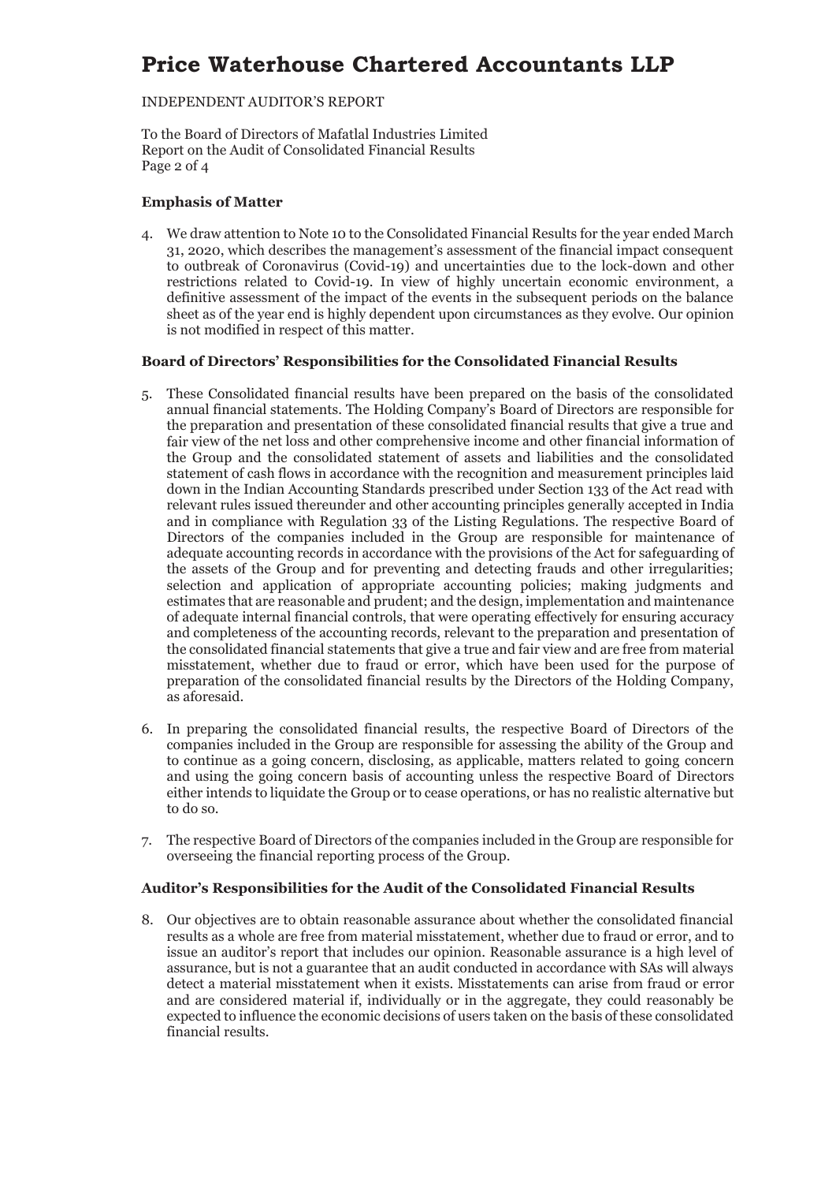# Price Waterhouse Chartered Accountants LLP

INDEPENDENT AUDITOR'S REPORT

To the Board of Directors of Mafatlal Industries Limited
Report on the Audit of Consolidated Financial Results

### Emphasis of Matter

4. We draw attention to Note 10 to the Consolidated Financial Results for the year ended March 31, 2020, which describes the management's assessment of the financial impact consequent to outbreak of Coronavirus (Covid-19) and uncertainties due to the lock-down and other restrictions related to Covid-19. In view of highly uncertain economic environment, a definitive assessment of the impact of the events in the subsequent periods on the balance sheet as of the year end is highly dependent upon circumstances as they evolve. Our opinion is not modified in respect of this matter.

### Board of Directors' Responsibilities for the Consolidated Financial Results

5. These Consolidated financial results have been prepared on the basis of the consolidated annual financial statements. The Holding Company's Board of Directors are responsible for the preparation and presentation of these consolidated financial results that give a true and fair view of the net loss and other comprehensive income and other financial information of the Group and the consolidated statement of assets and liabilities and the consolidated statement of cash flows in accordance with the recognition and measurement principles laid down in the Indian Accounting Standards prescribed under Section 133 of the Act read with relevant rules issued thereunder and other accounting principles generally accepted in India and in compliance with Regulation 33 of the Listing Regulations. The respective Board of Directors of the companies included in the Group are responsible for maintenance of adequate accounting records in accordance with the provisions of the Act for safeguarding of the assets of the Group and for preventing and detecting frauds and other irregularities; selection and application of appropriate accounting policies; making judgments and estimates that are reasonable and prudent; and the design, implementation and maintenance of adequate internal financial controls, that were operating effectively for ensuring accuracy and completeness of the accounting records, relevant to the preparation and presentation of the consolidated financial statements that give a true and fair view and are free from material misstatement, whether due to fraud or error, which have been used for the purpose of preparation of the consolidated financial results by the Directors of the Holding Company, as aforesaid.

6. In preparing the consolidated financial results, the respective Board of Directors of the companies included in the Group are responsible for assessing the ability of the Group and to continue as a going concern, disclosing, as applicable, matters related to going concern and using the going concern basis of accounting unless the respective Board of Directors either intends to liquidate the Group or to cease operations, or has no realistic alternative but to do so.

7. The respective Board of Directors of the companies included in the Group are responsible for overseeing the financial reporting process of the Group.

### Auditor's Responsibilities for the Audit of the Consolidated Financial Results

8. Our objectives are to obtain reasonable assurance about whether the consolidated financial results as a whole are free from material misstatement, whether due to fraud or error, and to issue an auditor's report that includes our opinion. Reasonable assurance is a high level of assurance, but is not a guarantee that an audit conducted in accordance with SAs will always detect a material misstatement when it exists. Misstatements can arise from fraud or error and are considered material if, individually or in the aggregate, they could reasonably be expected to influence the economic decisions of users taken on the basis of these consolidated financial results.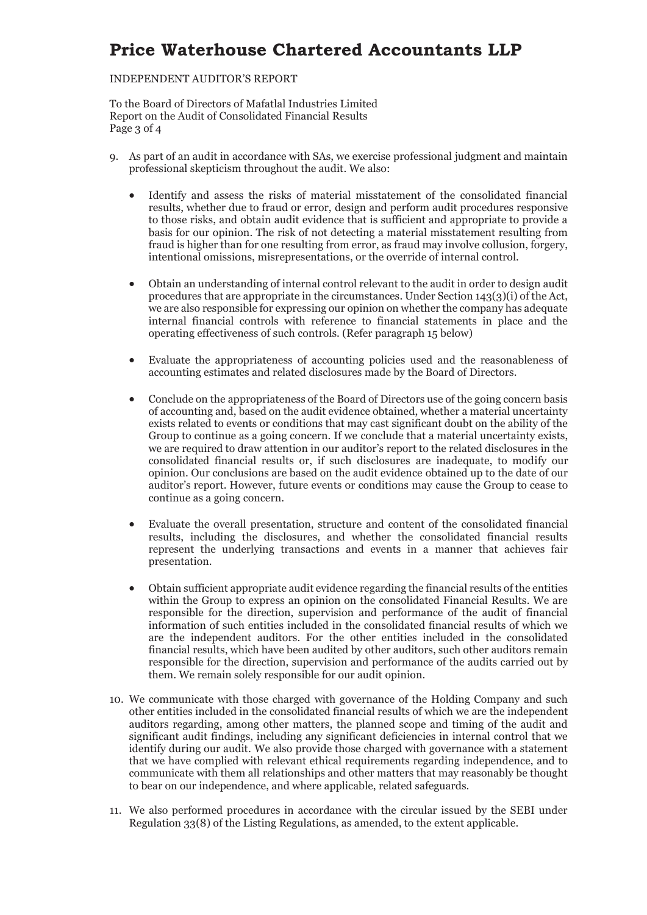9. As part of an audit in accordance with SAs, we exercise professional judgment and maintain professional skepticism throughout the audit. We also:

   - Identify and assess the risks of material misstatement of the consolidated financial results, whether due to fraud or error, design and perform audit procedures responsive to those risks, and obtain audit evidence that is sufficient and appropriate to provide a basis for our opinion. The risk of not detecting a material misstatement resulting from fraud is higher than for one resulting from error, as fraud may involve collusion, forgery, intentional omissions, misrepresentations, or the override of internal control.

   - Obtain an understanding of internal control relevant to the audit in order to design audit procedures that are appropriate in the circumstances. Under Section 143(3)(i) of the Act, we are also responsible for expressing our opinion on whether the company has adequate internal financial controls with reference to financial statements in place and the operating effectiveness of such controls. (Refer paragraph 15 below)

   - Evaluate the appropriateness of accounting policies used and the reasonableness of accounting estimates and related disclosures made by the Board of Directors.

   - Conclude on the appropriateness of the Board of Directors use of the going concern basis of accounting and, based on the audit evidence obtained, whether a material uncertainty exists related to events or conditions that may cast significant doubt on the ability of the Group to continue as a going concern. If we conclude that a material uncertainty exists, we are required to draw attention in our auditor's report to the related disclosures in the consolidated financial results or, if such disclosures are inadequate, to modify our opinion. Our conclusions are based on the audit evidence obtained up to the date of our auditor's report. However, future events or conditions may cause the Group to cease to continue as a going concern.

   - Evaluate the overall presentation, structure and content of the consolidated financial results, including the disclosures, and whether the consolidated financial results represent the underlying transactions and events in a manner that achieves fair presentation.

   - Obtain sufficient appropriate audit evidence regarding the financial results of the entities within the Group to express an opinion on the consolidated Financial Results. We are responsible for the direction, supervision and performance of the audit of financial information of such entities included in the consolidated financial results of which we are the independent auditors. For the other entities included in the consolidated financial results, which have been audited by other auditors, such other auditors remain responsible for the direction, supervision and performance of the audits carried out by them. We remain solely responsible for our audit opinion.

10. We communicate with those charged with governance of the Holding Company and such other entities included in the consolidated financial results of which we are the independent auditors regarding, among other matters, the planned scope and timing of the audit and significant audit findings, including any significant deficiencies in internal control that we identify during our audit. We also provide those charged with governance with a statement that we have complied with relevant ethical requirements regarding independence, and to communicate with them all relationships and other matters that may reasonably be thought to bear on our independence, and where applicable, related safeguards.

11. We also performed procedures in accordance with the circular issued by the SEBI under Regulation 33(8) of the Listing Regulations, as amended, to the extent applicable.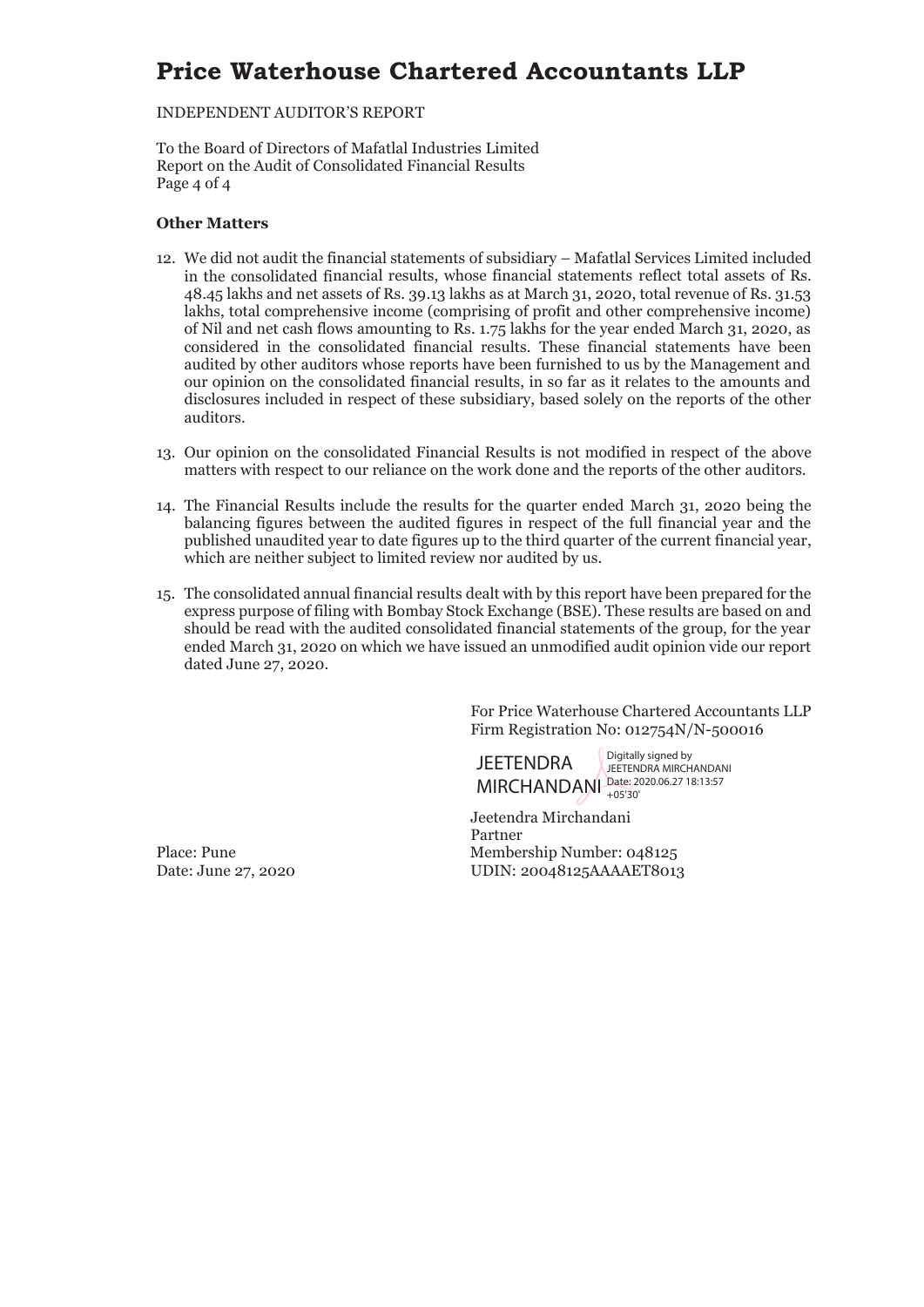# Price Waterhouse Chartered Accountants LLP

INDEPENDENT AUDITOR'S REPORT

To the Board of Directors of Mafatlal Industries Limited
Report on the Audit of Consolidated Financial Results

**Other Matters**

12. We did not audit the financial statements of subsidiary – Mafatlal Services Limited included in the consolidated financial results, whose financial statements reflect total assets of Rs. 48.45 lakhs and net assets of Rs. 39.13 lakhs as at March 31, 2020, total revenue of Rs. 31.53 lakhs, total comprehensive income (comprising of profit and other comprehensive income) of Nil and net cash flows amounting to Rs. 1.75 lakhs for the year ended March 31, 2020, as considered in the consolidated financial results. These financial statements have been audited by other auditors whose reports have been furnished to us by the Management and our opinion on the consolidated financial results, in so far as it relates to the amounts and disclosures included in respect of these subsidiary, based solely on the reports of the other auditors.

13. Our opinion on the consolidated Financial Results is not modified in respect of the above matters with respect to our reliance on the work done and the reports of the other auditors.

14. The Financial Results include the results for the quarter ended March 31, 2020 being the balancing figures between the audited figures in respect of the full financial year and the published unaudited year to date figures up to the third quarter of the current financial year, which are neither subject to limited review nor audited by us.

15. The consolidated annual financial results dealt with by this report have been prepared for the express purpose of filing with Bombay Stock Exchange (BSE). These results are based on and should be read with the audited consolidated financial statements of the group, for the year ended March 31, 2020 on which we have issued an unmodified audit opinion vide our report dated June 27, 2020.

For Price Waterhouse Chartered Accountants LLP
Firm Registration No: 012754N/N-500016

JEETENDRA MIRCHANDANI
Digitally signed by JEETENDRA MIRCHANDANI
Date: 2020.06.27 18:13:57 +05'30'

Jeetendra Mirchandani
Partner
Membership Number: 048125
UDIN: 20048125AAAAET8013

Place: Pune
Date: June 27, 2020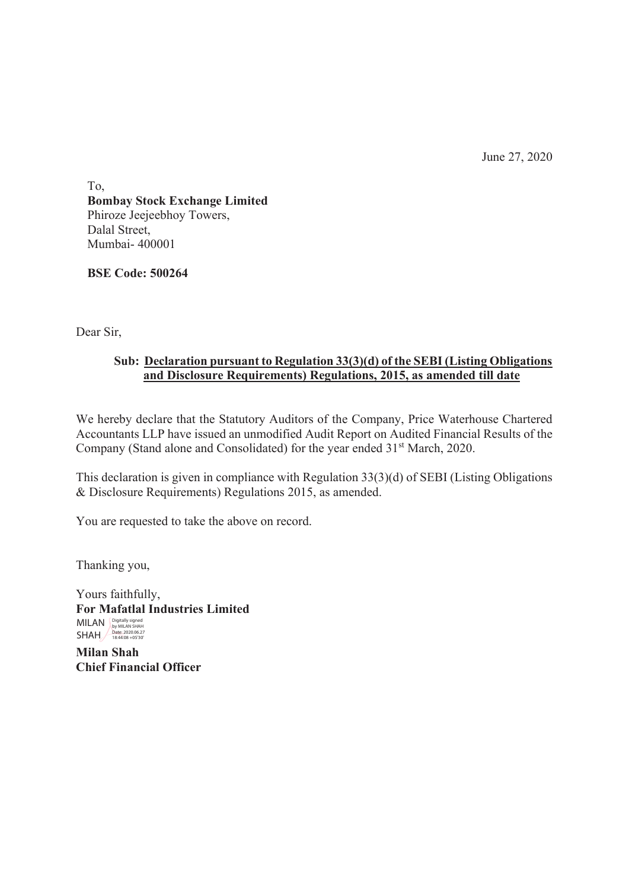June 27, 2020

To,
**Bombay Stock Exchange Limited**
Phiroze Jeejeebhoy Towers,
Dalal Street,
Mumbai- 400001

**BSE Code: 500264**

Dear Sir,

**Sub: Declaration pursuant to Regulation 33(3)(d) of the SEBI (Listing Obligations and Disclosure Requirements) Regulations, 2015, as amended till date**

We hereby declare that the Statutory Auditors of the Company, Price Waterhouse Chartered Accountants LLP have issued an unmodified Audit Report on Audited Financial Results of the Company (Stand alone and Consolidated) for the year ended 31st March, 2020.

This declaration is given in compliance with Regulation 33(3)(d) of SEBI (Listing Obligations & Disclosure Requirements) Regulations 2015, as amended.

You are requested to take the above on record.

Thanking you,

Yours faithfully,
**For Mafatlal Industries Limited**

MILAN SHAH Digitally signed by MILAN SHAH Date: 2020.06.27 18:44:08 +05'30'

**Milan Shah**
**Chief Financial Officer**